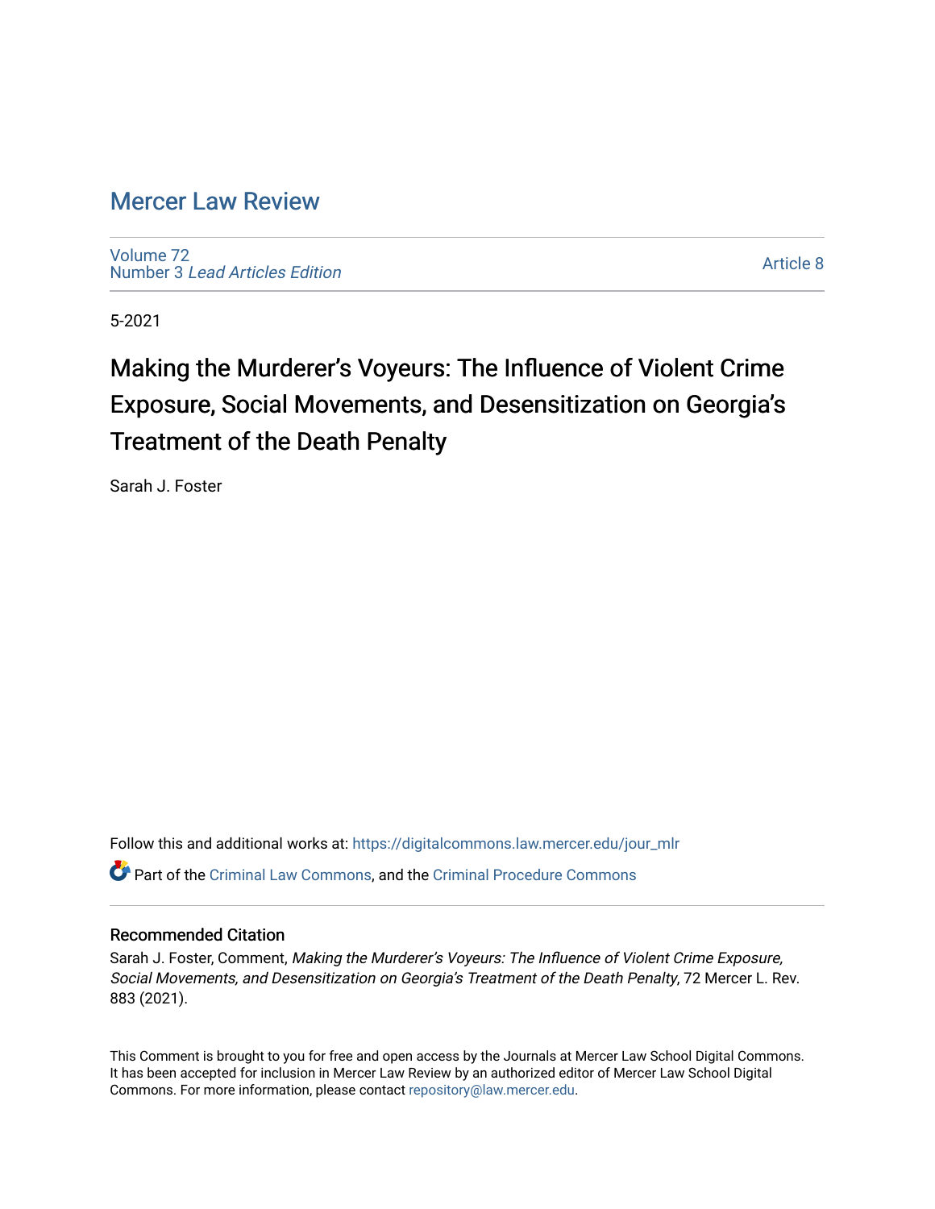# Mercer Law Review

Volume 72
Number 3 *Lead Articles Edition*

Article 8

5-2021

## Making the Murderer's Voyeurs: The Influence of Violent Crime Exposure, Social Movements, and Desensitization on Georgia's Treatment of the Death Penalty

Sarah J. Foster

Follow this and additional works at: https://digitalcommons.law.mercer.edu/jour_mlr

Part of the Criminal Law Commons, and the Criminal Procedure Commons

### Recommended Citation

Sarah J. Foster, Comment, *Making the Murderer's Voyeurs: The Influence of Violent Crime Exposure, Social Movements, and Desensitization on Georgia's Treatment of the Death Penalty*, 72 Mercer L. Rev. 883 (2021).

This Comment is brought to you for free and open access by the Journals at Mercer Law School Digital Commons. It has been accepted for inclusion in Mercer Law Review by an authorized editor of Mercer Law School Digital Commons. For more information, please contact repository@law.mercer.edu.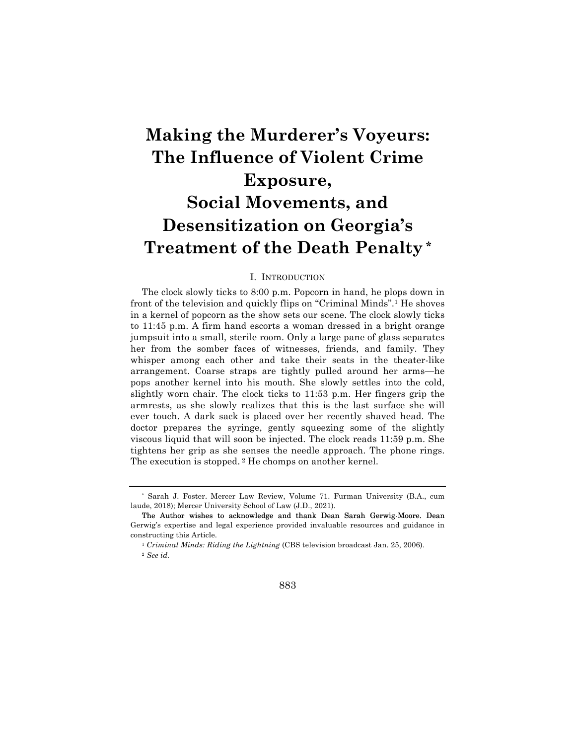# Making the Murderer's Voyeurs: The Influence of Violent Crime Exposure, Social Movements, and Desensitization on Georgia's Treatment of the Death Penalty *

## I. INTRODUCTION

The clock slowly ticks to 8:00 p.m. Popcorn in hand, he plops down in front of the television and quickly flips on "Criminal Minds".[1] He shoves in a kernel of popcorn as the show sets our scene. The clock slowly ticks to 11:45 p.m. A firm hand escorts a woman dressed in a bright orange jumpsuit into a small, sterile room. Only a large pane of glass separates her from the somber faces of witnesses, friends, and family. They whisper among each other and take their seats in the theater-like arrangement. Coarse straps are tightly pulled around her arms—he pops another kernel into his mouth. She slowly settles into the cold, slightly worn chair. The clock ticks to 11:53 p.m. Her fingers grip the armrests, as she slowly realizes that this is the last surface she will ever touch. A dark sack is placed over her recently shaved head. The doctor prepares the syringe, gently squeezing some of the slightly viscous liquid that will soon be injected. The clock reads 11:59 p.m. She tightens her grip as she senses the needle approach. The phone rings. The execution is stopped.[2] He chomps on another kernel.

---

\* Sarah J. Foster. Mercer Law Review, Volume 71. Furman University (B.A., cum laude, 2018); Mercer University School of Law (J.D., 2021).

The Author wishes to acknowledge and thank Dean Sarah Gerwig-Moore. Dean Gerwig's expertise and legal experience provided invaluable resources and guidance in constructing this Article.

[1] *Criminal Minds: Riding the Lightning* (CBS television broadcast Jan. 25, 2006).

[2] *See id.*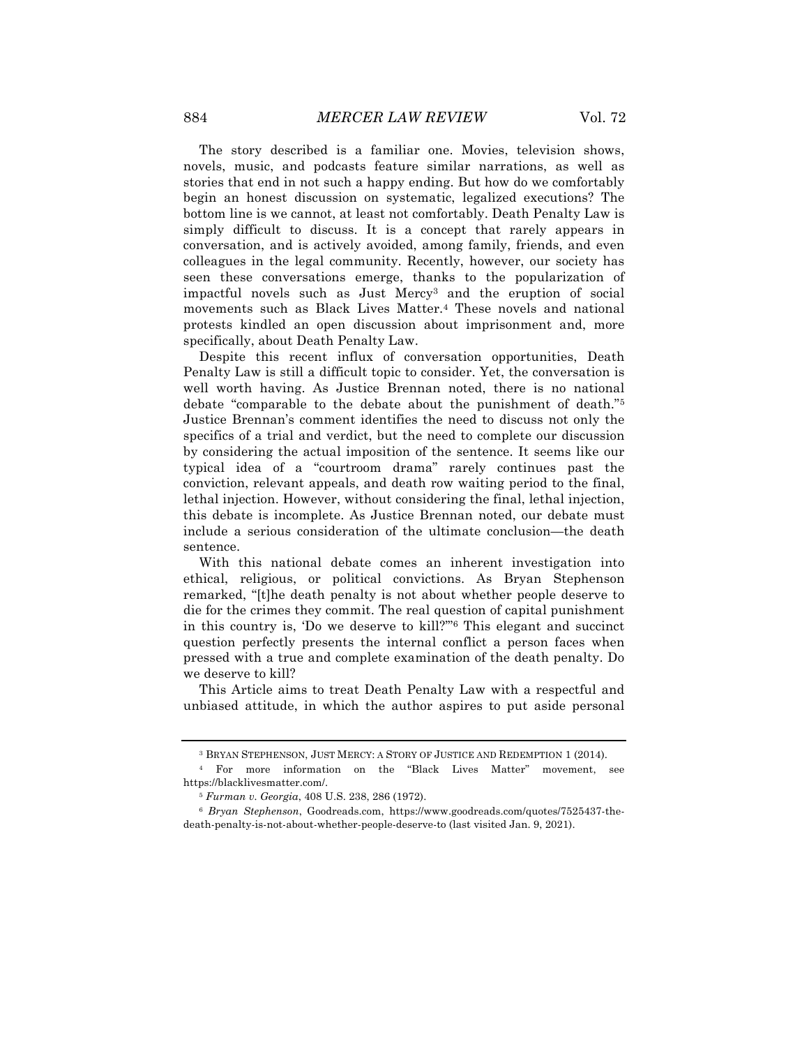The story described is a familiar one. Movies, television shows, novels, music, and podcasts feature similar narrations, as well as stories that end in not such a happy ending. But how do we comfortably begin an honest discussion on systematic, legalized executions? The bottom line is we cannot, at least not comfortably. Death Penalty Law is simply difficult to discuss. It is a concept that rarely appears in conversation, and is actively avoided, among family, friends, and even colleagues in the legal community. Recently, however, our society has seen these conversations emerge, thanks to the popularization of impactful novels such as Just Mercy[3] and the eruption of social movements such as Black Lives Matter.[4] These novels and national protests kindled an open discussion about imprisonment and, more specifically, about Death Penalty Law.

Despite this recent influx of conversation opportunities, Death Penalty Law is still a difficult topic to consider. Yet, the conversation is well worth having. As Justice Brennan noted, there is no national debate "comparable to the debate about the punishment of death."[5] Justice Brennan's comment identifies the need to discuss not only the specifics of a trial and verdict, but the need to complete our discussion by considering the actual imposition of the sentence. It seems like our typical idea of a "courtroom drama" rarely continues past the conviction, relevant appeals, and death row waiting period to the final, lethal injection. However, without considering the final, lethal injection, this debate is incomplete. As Justice Brennan noted, our debate must include a serious consideration of the ultimate conclusion—the death sentence.

With this national debate comes an inherent investigation into ethical, religious, or political convictions. As Bryan Stephenson remarked, "[t]he death penalty is not about whether people deserve to die for the crimes they commit. The real question of capital punishment in this country is, 'Do we deserve to kill?'"[6] This elegant and succinct question perfectly presents the internal conflict a person faces when pressed with a true and complete examination of the death penalty. Do we deserve to kill?

This Article aims to treat Death Penalty Law with a respectful and unbiased attitude, in which the author aspires to put aside personal

---

[3] BRYAN STEPHENSON, JUST MERCY: A STORY OF JUSTICE AND REDEMPTION 1 (2014).

[4] For more information on the "Black Lives Matter" movement, see https://blacklivesmatter.com/.

[5] *Furman v. Georgia*, 408 U.S. 238, 286 (1972).

[6] *Bryan Stephenson*, Goodreads.com, https://www.goodreads.com/quotes/7525437-the-death-penalty-is-not-about-whether-people-deserve-to (last visited Jan. 9, 2021).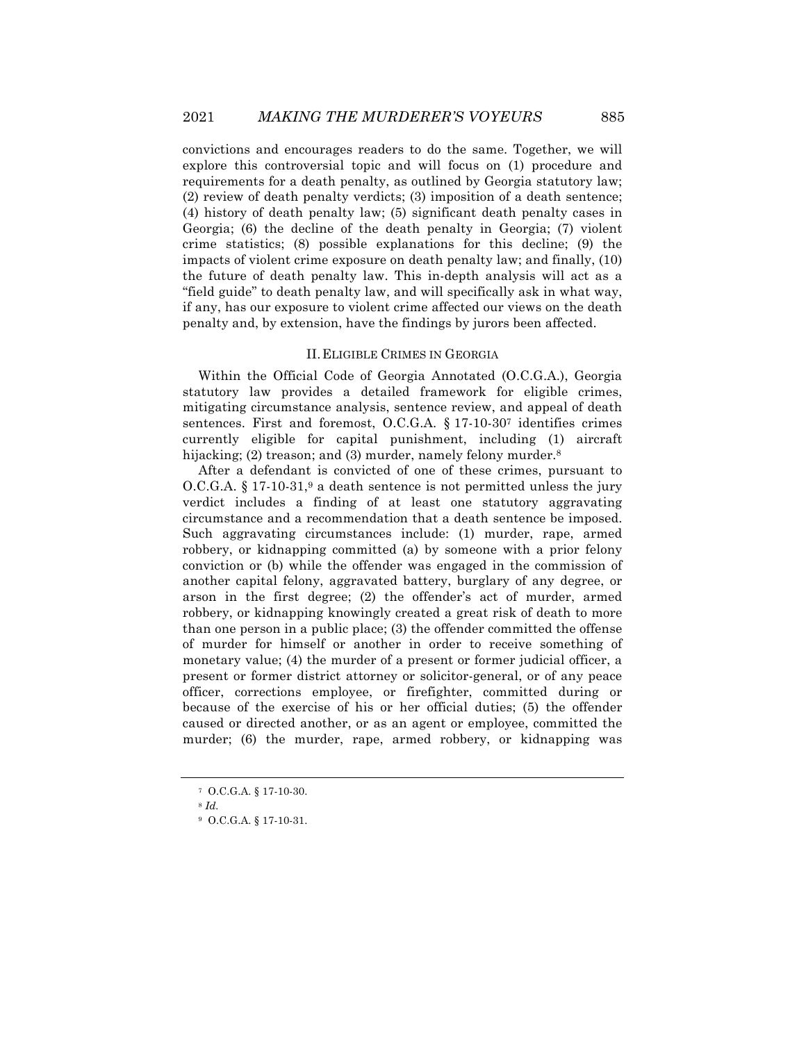convictions and encourages readers to do the same. Together, we will explore this controversial topic and will focus on (1) procedure and requirements for a death penalty, as outlined by Georgia statutory law; (2) review of death penalty verdicts; (3) imposition of a death sentence; (4) history of death penalty law; (5) significant death penalty cases in Georgia; (6) the decline of the death penalty in Georgia; (7) violent crime statistics; (8) possible explanations for this decline; (9) the impacts of violent crime exposure on death penalty law; and finally, (10) the future of death penalty law. This in-depth analysis will act as a "field guide" to death penalty law, and will specifically ask in what way, if any, has our exposure to violent crime affected our views on the death penalty and, by extension, have the findings by jurors been affected.

## II. ELIGIBLE CRIMES IN GEORGIA

Within the Official Code of Georgia Annotated (O.C.G.A.), Georgia statutory law provides a detailed framework for eligible crimes, mitigating circumstance analysis, sentence review, and appeal of death sentences. First and foremost, O.C.G.A. § 17-10-30[7] identifies crimes currently eligible for capital punishment, including (1) aircraft hijacking; (2) treason; and (3) murder, namely felony murder.[8]

After a defendant is convicted of one of these crimes, pursuant to O.C.G.A. § 17-10-31,[9] a death sentence is not permitted unless the jury verdict includes a finding of at least one statutory aggravating circumstance and a recommendation that a death sentence be imposed. Such aggravating circumstances include: (1) murder, rape, armed robbery, or kidnapping committed (a) by someone with a prior felony conviction or (b) while the offender was engaged in the commission of another capital felony, aggravated battery, burglary of any degree, or arson in the first degree; (2) the offender's act of murder, armed robbery, or kidnapping knowingly created a great risk of death to more than one person in a public place; (3) the offender committed the offense of murder for himself or another in order to receive something of monetary value; (4) the murder of a present or former judicial officer, a present or former district attorney or solicitor-general, or of any peace officer, corrections employee, or firefighter, committed during or because of the exercise of his or her official duties; (5) the offender caused or directed another, or as an agent or employee, committed the murder; (6) the murder, rape, armed robbery, or kidnapping was

---

[7] O.C.G.A. § 17-10-30.

[8] *Id.*

[9] O.C.G.A. § 17-10-31.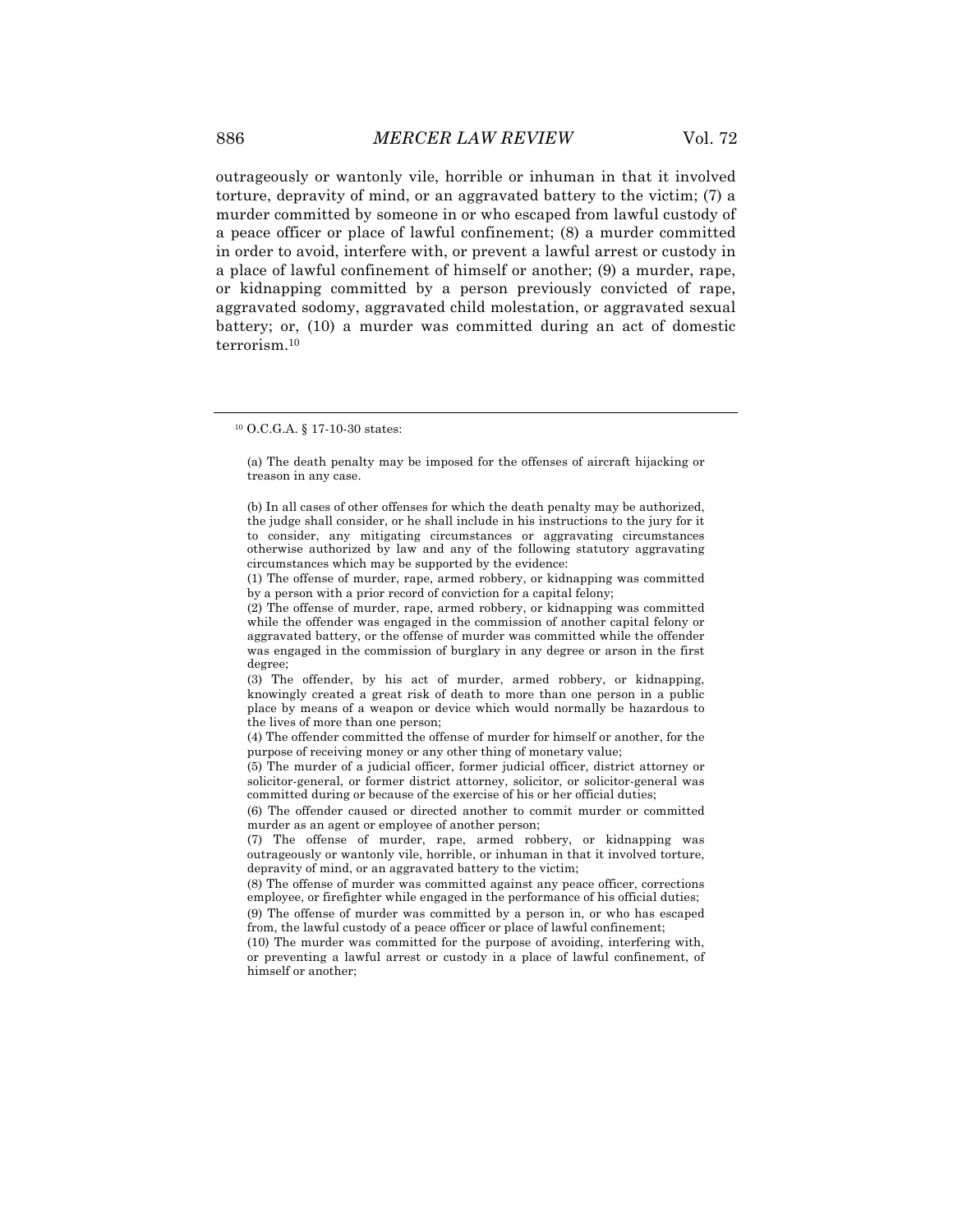outrageously or wantonly vile, horrible or inhuman in that it involved torture, depravity of mind, or an aggravated battery to the victim; (7) a murder committed by someone in or who escaped from lawful custody of a peace officer or place of lawful confinement; (8) a murder committed in order to avoid, interfere with, or prevent a lawful arrest or custody in a place of lawful confinement of himself or another; (9) a murder, rape, or kidnapping committed by a person previously convicted of rape, aggravated sodomy, aggravated child molestation, or aggravated sexual battery; or, (10) a murder was committed during an act of domestic terrorism.[10]

---

[10] O.C.G.A. § 17-10-30 states:

> (a) The death penalty may be imposed for the offenses of aircraft hijacking or treason in any case.
>
> (b) In all cases of other offenses for which the death penalty may be authorized, the judge shall consider, or he shall include in his instructions to the jury for it to consider, any mitigating circumstances or aggravating circumstances otherwise authorized by law and any of the following statutory aggravating circumstances which may be supported by the evidence:
>
> (1) The offense of murder, rape, armed robbery, or kidnapping was committed by a person with a prior record of conviction for a capital felony;
>
> (2) The offense of murder, rape, armed robbery, or kidnapping was committed while the offender was engaged in the commission of another capital felony or aggravated battery, or the offense of murder was committed while the offender was engaged in the commission of burglary in any degree or arson in the first degree;
>
> (3) The offender, by his act of murder, armed robbery, or kidnapping, knowingly created a great risk of death to more than one person in a public place by means of a weapon or device which would normally be hazardous to the lives of more than one person;
>
> (4) The offender committed the offense of murder for himself or another, for the purpose of receiving money or any other thing of monetary value;
>
> (5) The murder of a judicial officer, former judicial officer, district attorney or solicitor-general, or former district attorney, solicitor, or solicitor-general was committed during or because of the exercise of his or her official duties;
>
> (6) The offender caused or directed another to commit murder or committed murder as an agent or employee of another person;
>
> (7) The offense of murder, rape, armed robbery, or kidnapping was outrageously or wantonly vile, horrible, or inhuman in that it involved torture, depravity of mind, or an aggravated battery to the victim;
>
> (8) The offense of murder was committed against any peace officer, corrections employee, or firefighter while engaged in the performance of his official duties;
>
> (9) The offense of murder was committed by a person in, or who has escaped from, the lawful custody of a peace officer or place of lawful confinement;
>
> (10) The murder was committed for the purpose of avoiding, interfering with, or preventing a lawful arrest or custody in a place of lawful confinement, of himself or another;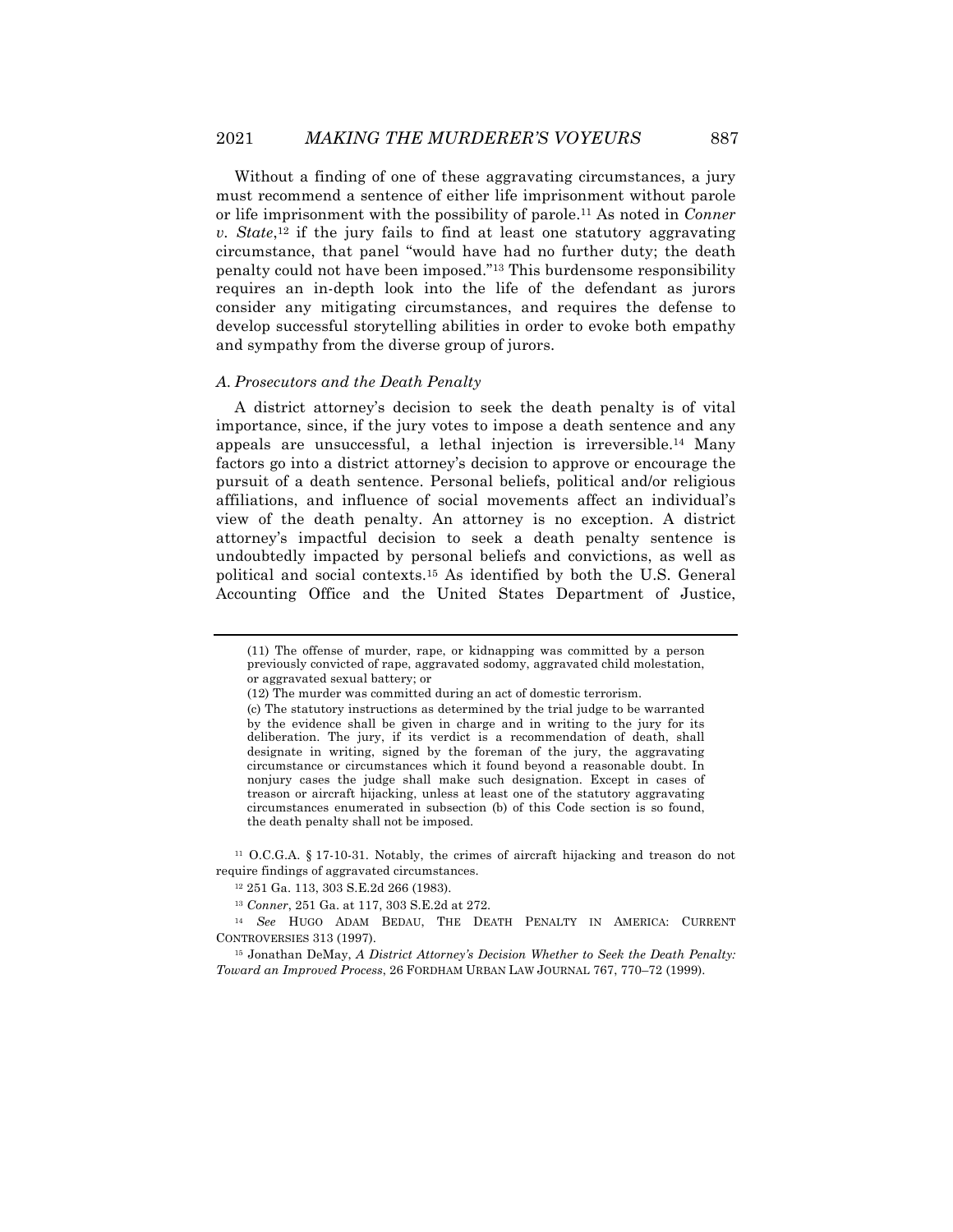Without a finding of one of these aggravating circumstances, a jury must recommend a sentence of either life imprisonment without parole or life imprisonment with the possibility of parole.[11] As noted in *Conner v. State*,[12] if the jury fails to find at least one statutory aggravating circumstance, that panel "would have had no further duty; the death penalty could not have been imposed."[13] This burdensome responsibility requires an in-depth look into the life of the defendant as jurors consider any mitigating circumstances, and requires the defense to develop successful storytelling abilities in order to evoke both empathy and sympathy from the diverse group of jurors.

### *A. Prosecutors and the Death Penalty*

A district attorney's decision to seek the death penalty is of vital importance, since, if the jury votes to impose a death sentence and any appeals are unsuccessful, a lethal injection is irreversible.[14] Many factors go into a district attorney's decision to approve or encourage the pursuit of a death sentence. Personal beliefs, political and/or religious affiliations, and influence of social movements affect an individual's view of the death penalty. An attorney is no exception. A district attorney's impactful decision to seek a death penalty sentence is undoubtedly impacted by personal beliefs and convictions, as well as political and social contexts.[15] As identified by both the U.S. General Accounting Office and the United States Department of Justice,

---

(11) The offense of murder, rape, or kidnapping was committed by a person previously convicted of rape, aggravated sodomy, aggravated child molestation, or aggravated sexual battery; or

(12) The murder was committed during an act of domestic terrorism.

(c) The statutory instructions as determined by the trial judge to be warranted by the evidence shall be given in charge and in writing to the jury for its deliberation. The jury, if its verdict is a recommendation of death, shall designate in writing, signed by the foreman of the jury, the aggravating circumstance or circumstances which it found beyond a reasonable doubt. In nonjury cases the judge shall make such designation. Except in cases of treason or aircraft hijacking, unless at least one of the statutory aggravating circumstances enumerated in subsection (b) of this Code section is so found, the death penalty shall not be imposed.

[11] O.C.G.A. § 17-10-31. Notably, the crimes of aircraft hijacking and treason do not require findings of aggravated circumstances.

[12] 251 Ga. 113, 303 S.E.2d 266 (1983).

[13] *Conner*, 251 Ga. at 117, 303 S.E.2d at 272.

[14] *See* HUGO ADAM BEDAU, THE DEATH PENALTY IN AMERICA: CURRENT CONTROVERSIES 313 (1997).

[15] Jonathan DeMay, *A District Attorney's Decision Whether to Seek the Death Penalty: Toward an Improved Process*, 26 FORDHAM URBAN LAW JOURNAL 767, 770–72 (1999).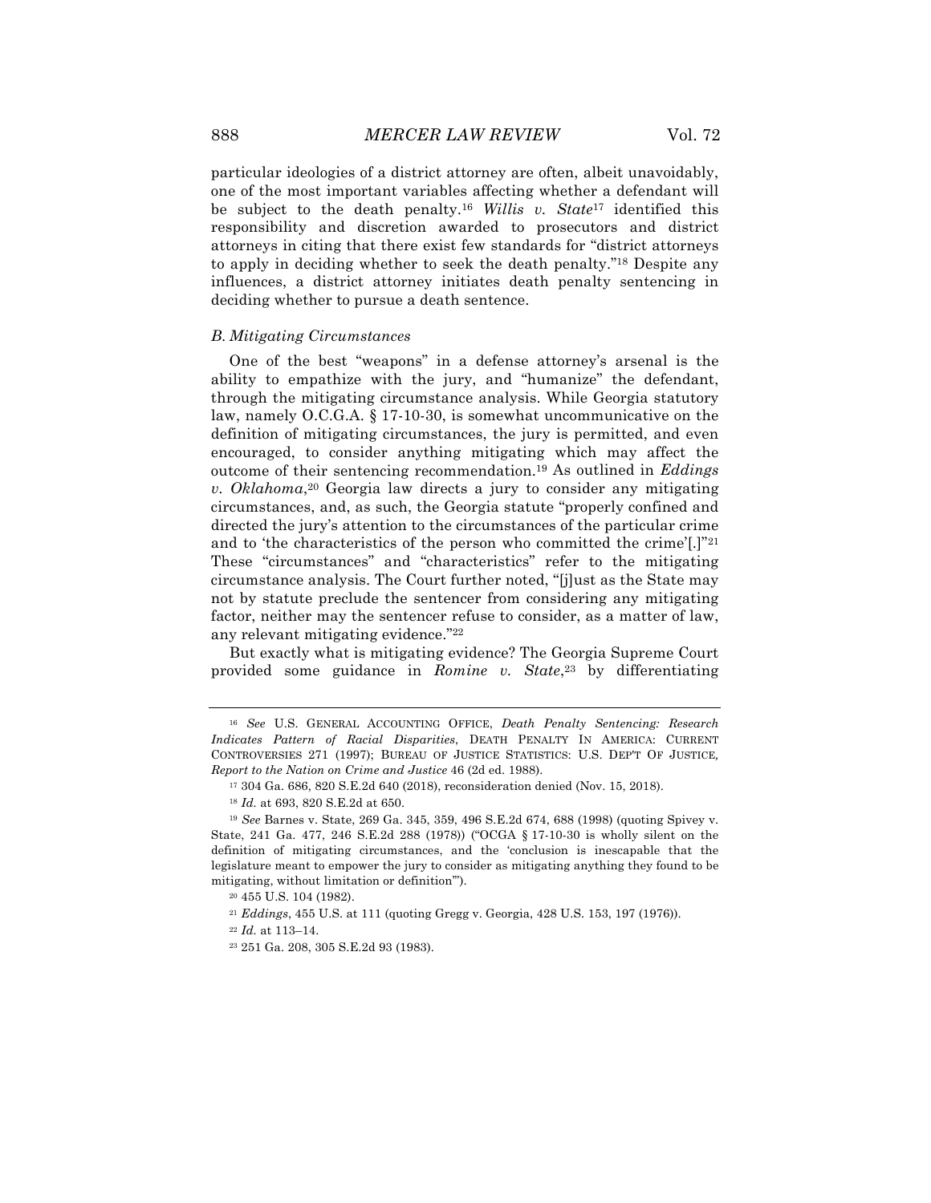particular ideologies of a district attorney are often, albeit unavoidably, one of the most important variables affecting whether a defendant will be subject to the death penalty.[16] *Willis v. State*[17] identified this responsibility and discretion awarded to prosecutors and district attorneys in citing that there exist few standards for "district attorneys to apply in deciding whether to seek the death penalty."[18] Despite any influences, a district attorney initiates death penalty sentencing in deciding whether to pursue a death sentence.

### *B. Mitigating Circumstances*

One of the best "weapons" in a defense attorney's arsenal is the ability to empathize with the jury, and "humanize" the defendant, through the mitigating circumstance analysis. While Georgia statutory law, namely O.C.G.A. § 17-10-30, is somewhat uncommunicative on the definition of mitigating circumstances, the jury is permitted, and even encouraged, to consider anything mitigating which may affect the outcome of their sentencing recommendation.[19] As outlined in *Eddings v. Oklahoma*,[20] Georgia law directs a jury to consider any mitigating circumstances, and, as such, the Georgia statute "properly confined and directed the jury's attention to the circumstances of the particular crime and to 'the characteristics of the person who committed the crime'[.]"[21] These "circumstances" and "characteristics" refer to the mitigating circumstance analysis. The Court further noted, "[j]ust as the State may not by statute preclude the sentencer from considering any mitigating factor, neither may the sentencer refuse to consider, as a matter of law, any relevant mitigating evidence."[22]

But exactly what is mitigating evidence? The Georgia Supreme Court provided some guidance in *Romine v. State*,[23] by differentiating

---

[16] *See* U.S. GENERAL ACCOUNTING OFFICE, *Death Penalty Sentencing: Research Indicates Pattern of Racial Disparities*, DEATH PENALTY IN AMERICA: CURRENT CONTROVERSIES 271 (1997); BUREAU OF JUSTICE STATISTICS: U.S. DEP'T OF JUSTICE, *Report to the Nation on Crime and Justice* 46 (2d ed. 1988).

[17] 304 Ga. 686, 820 S.E.2d 640 (2018), reconsideration denied (Nov. 15, 2018).

[18] *Id.* at 693, 820 S.E.2d at 650.

[19] *See* Barnes v. State, 269 Ga. 345, 359, 496 S.E.2d 674, 688 (1998) (quoting Spivey v. State, 241 Ga. 477, 246 S.E.2d 288 (1978)) ("OCGA § 17-10-30 is wholly silent on the definition of mitigating circumstances, and the 'conclusion is inescapable that the legislature meant to empower the jury to consider as mitigating anything they found to be mitigating, without limitation or definition'").

[20] 455 U.S. 104 (1982).

[21] *Eddings*, 455 U.S. at 111 (quoting Gregg v. Georgia, 428 U.S. 153, 197 (1976)).

[22] *Id.* at 113–14.

[23] 251 Ga. 208, 305 S.E.2d 93 (1983).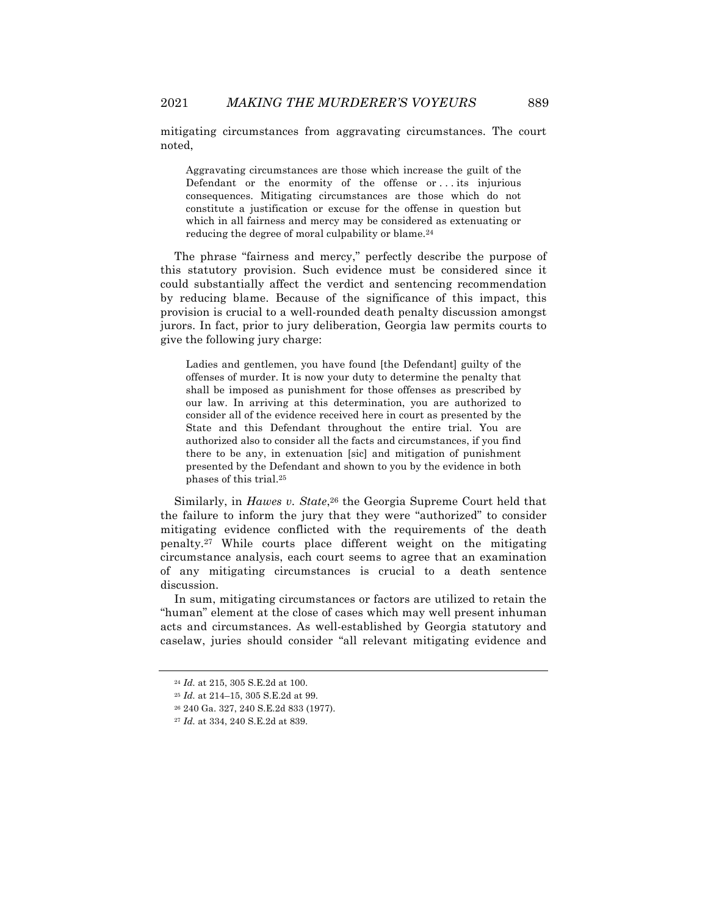mitigating circumstances from aggravating circumstances. The court noted,

> Aggravating circumstances are those which increase the guilt of the Defendant or the enormity of the offense or . . . its injurious consequences. Mitigating circumstances are those which do not constitute a justification or excuse for the offense in question but which in all fairness and mercy may be considered as extenuating or reducing the degree of moral culpability or blame.[24]

The phrase "fairness and mercy," perfectly describe the purpose of this statutory provision. Such evidence must be considered since it could substantially affect the verdict and sentencing recommendation by reducing blame. Because of the significance of this impact, this provision is crucial to a well-rounded death penalty discussion amongst jurors. In fact, prior to jury deliberation, Georgia law permits courts to give the following jury charge:

> Ladies and gentlemen, you have found [the Defendant] guilty of the offenses of murder. It is now your duty to determine the penalty that shall be imposed as punishment for those offenses as prescribed by our law. In arriving at this determination, you are authorized to consider all of the evidence received here in court as presented by the State and this Defendant throughout the entire trial. You are authorized also to consider all the facts and circumstances, if you find there to be any, in extenuation [sic] and mitigation of punishment presented by the Defendant and shown to you by the evidence in both phases of this trial.[25]

Similarly, in *Hawes v. State*,[26] the Georgia Supreme Court held that the failure to inform the jury that they were "authorized" to consider mitigating evidence conflicted with the requirements of the death penalty.[27] While courts place different weight on the mitigating circumstance analysis, each court seems to agree that an examination of any mitigating circumstances is crucial to a death sentence discussion.

In sum, mitigating circumstances or factors are utilized to retain the "human" element at the close of cases which may well present inhuman acts and circumstances. As well-established by Georgia statutory and caselaw, juries should consider "all relevant mitigating evidence and

---

[24] *Id.* at 215, 305 S.E.2d at 100.

[25] *Id.* at 214–15, 305 S.E.2d at 99.

[26] 240 Ga. 327, 240 S.E.2d 833 (1977).

[27] *Id.* at 334, 240 S.E.2d at 839.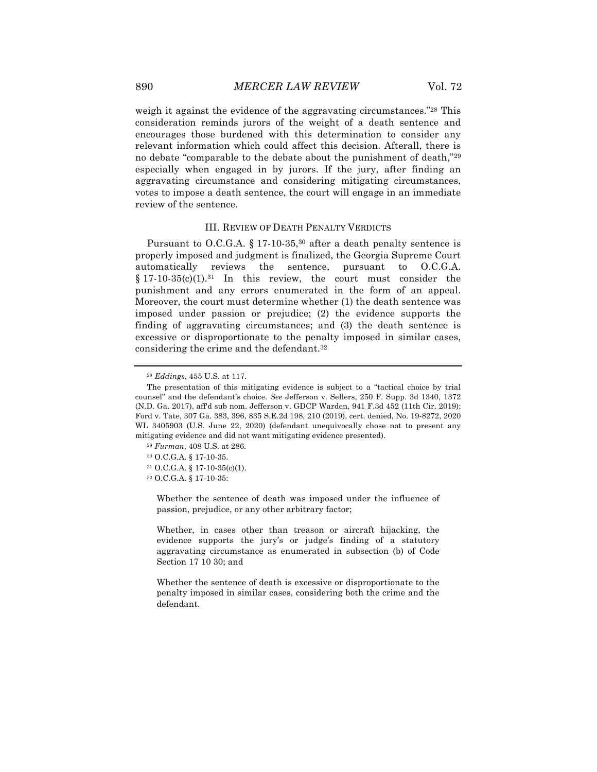weigh it against the evidence of the aggravating circumstances."[28] This consideration reminds jurors of the weight of a death sentence and encourages those burdened with this determination to consider any relevant information which could affect this decision. Afterall, there is no debate "comparable to the debate about the punishment of death,"[29] especially when engaged in by jurors. If the jury, after finding an aggravating circumstance and considering mitigating circumstances, votes to impose a death sentence, the court will engage in an immediate review of the sentence.

## III. REVIEW OF DEATH PENALTY VERDICTS

Pursuant to O.C.G.A. § 17-10-35,[30] after a death penalty sentence is properly imposed and judgment is finalized, the Georgia Supreme Court automatically reviews the sentence, pursuant to O.C.G.A. § 17-10-35(c)(1).[31] In this review, the court must consider the punishment and any errors enumerated in the form of an appeal. Moreover, the court must determine whether (1) the death sentence was imposed under passion or prejudice; (2) the evidence supports the finding of aggravating circumstances; and (3) the death sentence is excessive or disproportionate to the penalty imposed in similar cases, considering the crime and the defendant.[32]

---

[28] *Eddings*, 455 U.S. at 117.

The presentation of this mitigating evidence is subject to a "tactical choice by trial counsel" and the defendant's choice. *See* Jefferson v. Sellers, 250 F. Supp. 3d 1340, 1372 (N.D. Ga. 2017), aff'd sub nom. Jefferson v. GDCP Warden, 941 F.3d 452 (11th Cir. 2019); Ford v. Tate, 307 Ga. 383, 396, 835 S.E.2d 198, 210 (2019), cert. denied, No. 19-8272, 2020 WL 3405903 (U.S. June 22, 2020) (defendant unequivocally chose not to present any mitigating evidence and did not want mitigating evidence presented).

[29] *Furman*, 408 U.S. at 286.

[30] O.C.G.A. § 17-10-35.

[31] O.C.G.A. § 17-10-35(c)(1).

[32] O.C.G.A. § 17-10-35:

> Whether the sentence of death was imposed under the influence of passion, prejudice, or any other arbitrary factor;
>
> Whether, in cases other than treason or aircraft hijacking, the evidence supports the jury's or judge's finding of a statutory aggravating circumstance as enumerated in subsection (b) of Code Section 17 10 30; and
>
> Whether the sentence of death is excessive or disproportionate to the penalty imposed in similar cases, considering both the crime and the defendant.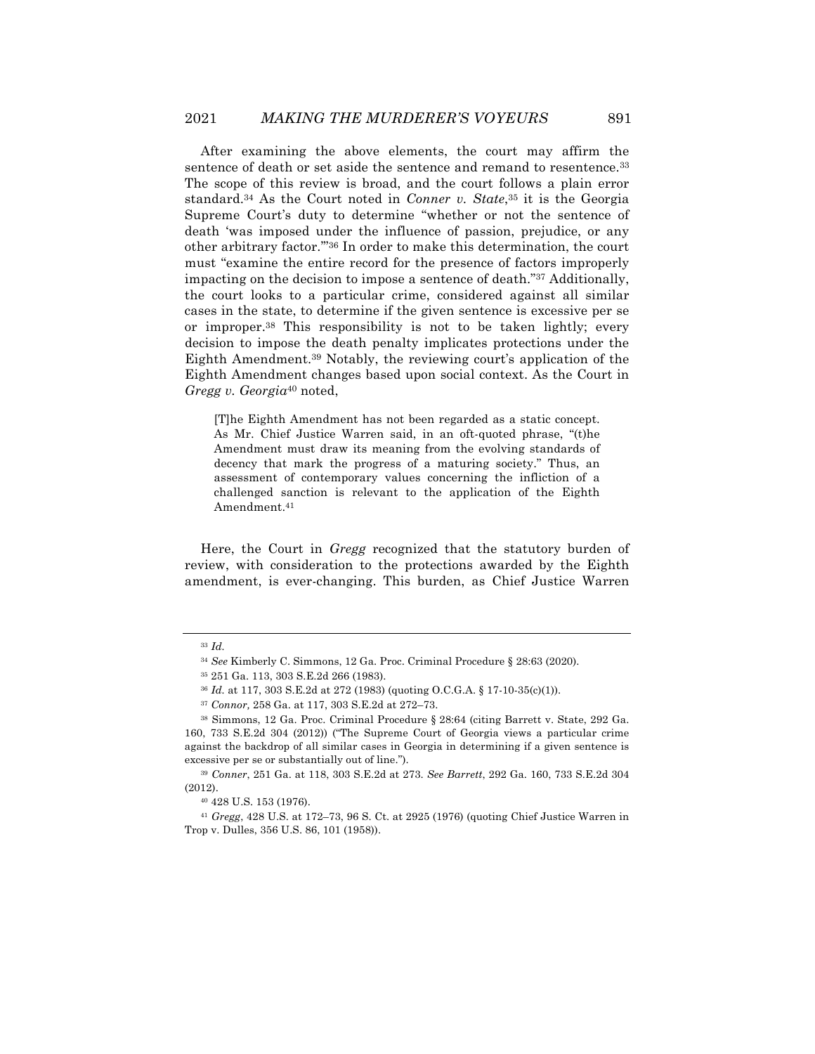After examining the above elements, the court may affirm the sentence of death or set aside the sentence and remand to resentence.[33] The scope of this review is broad, and the court follows a plain error standard.[34] As the Court noted in *Conner v. State*,[35] it is the Georgia Supreme Court's duty to determine "whether or not the sentence of death 'was imposed under the influence of passion, prejudice, or any other arbitrary factor.'"[36] In order to make this determination, the court must "examine the entire record for the presence of factors improperly impacting on the decision to impose a sentence of death."[37] Additionally, the court looks to a particular crime, considered against all similar cases in the state, to determine if the given sentence is excessive per se or improper.[38] This responsibility is not to be taken lightly; every decision to impose the death penalty implicates protections under the Eighth Amendment.[39] Notably, the reviewing court's application of the Eighth Amendment changes based upon social context. As the Court in *Gregg v. Georgia*[40] noted,

> [T]he Eighth Amendment has not been regarded as a static concept. As Mr. Chief Justice Warren said, in an oft-quoted phrase, "(t)he Amendment must draw its meaning from the evolving standards of decency that mark the progress of a maturing society." Thus, an assessment of contemporary values concerning the infliction of a challenged sanction is relevant to the application of the Eighth Amendment.[41]

Here, the Court in *Gregg* recognized that the statutory burden of review, with consideration to the protections awarded by the Eighth amendment, is ever-changing. This burden, as Chief Justice Warren

---

[33] *Id.*

[34] *See* Kimberly C. Simmons, 12 Ga. Proc. Criminal Procedure § 28:63 (2020).

[35] 251 Ga. 113, 303 S.E.2d 266 (1983).

[36] *Id.* at 117, 303 S.E.2d at 272 (1983) (quoting O.C.G.A. § 17-10-35(c)(1)).

[37] *Connor,* 258 Ga. at 117, 303 S.E.2d at 272–73.

[38] Simmons, 12 Ga. Proc. Criminal Procedure § 28:64 (citing Barrett v. State, 292 Ga. 160, 733 S.E.2d 304 (2012)) ("The Supreme Court of Georgia views a particular crime against the backdrop of all similar cases in Georgia in determining if a given sentence is excessive per se or substantially out of line.").

[39] *Conner*, 251 Ga. at 118, 303 S.E.2d at 273. *See Barrett*, 292 Ga. 160, 733 S.E.2d 304 (2012).

[40] 428 U.S. 153 (1976).

[41] *Gregg*, 428 U.S. at 172–73, 96 S. Ct. at 2925 (1976) (quoting Chief Justice Warren in Trop v. Dulles, 356 U.S. 86, 101 (1958)).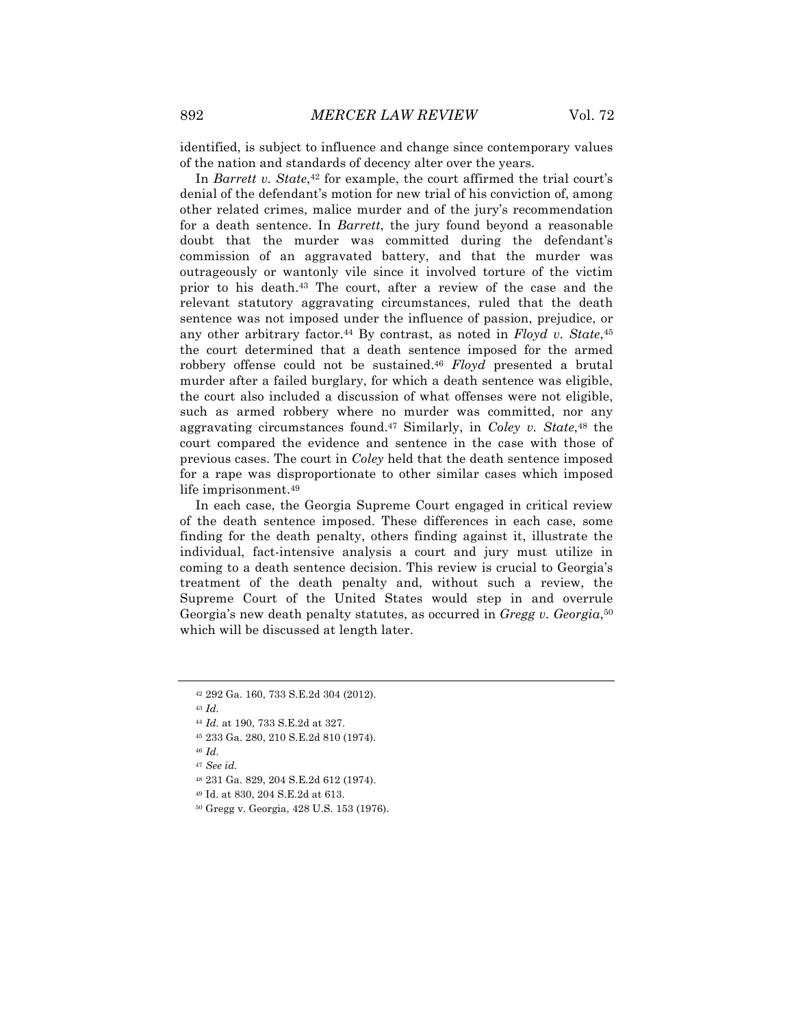identified, is subject to influence and change since contemporary values of the nation and standards of decency alter over the years.

In *Barrett v. State*,[42] for example, the court affirmed the trial court's denial of the defendant's motion for new trial of his conviction of, among other related crimes, malice murder and of the jury's recommendation for a death sentence. In *Barrett*, the jury found beyond a reasonable doubt that the murder was committed during the defendant's commission of an aggravated battery, and that the murder was outrageously or wantonly vile since it involved torture of the victim prior to his death.[43] The court, after a review of the case and the relevant statutory aggravating circumstances, ruled that the death sentence was not imposed under the influence of passion, prejudice, or any other arbitrary factor.[44] By contrast, as noted in *Floyd v. State*,[45] the court determined that a death sentence imposed for the armed robbery offense could not be sustained.[46] *Floyd* presented a brutal murder after a failed burglary, for which a death sentence was eligible, the court also included a discussion of what offenses were not eligible, such as armed robbery where no murder was committed, nor any aggravating circumstances found.[47] Similarly, in *Coley v. State*,[48] the court compared the evidence and sentence in the case with those of previous cases. The court in *Coley* held that the death sentence imposed for a rape was disproportionate to other similar cases which imposed life imprisonment.[49]

In each case, the Georgia Supreme Court engaged in critical review of the death sentence imposed. These differences in each case, some finding for the death penalty, others finding against it, illustrate the individual, fact-intensive analysis a court and jury must utilize in coming to a death sentence decision. This review is crucial to Georgia's treatment of the death penalty and, without such a review, the Supreme Court of the United States would step in and overrule Georgia's new death penalty statutes, as occurred in *Gregg v. Georgia*,[50] which will be discussed at length later.

---

[42] 292 Ga. 160, 733 S.E.2d 304 (2012).

[43] *Id.*

[44] *Id.* at 190, 733 S.E.2d at 327.

[45] 233 Ga. 280, 210 S.E.2d 810 (1974).

[46] *Id.*

[47] *See id.*

[48] 231 Ga. 829, 204 S.E.2d 612 (1974).

[49] Id. at 830, 204 S.E.2d at 613.

[50] Gregg v. Georgia, 428 U.S. 153 (1976).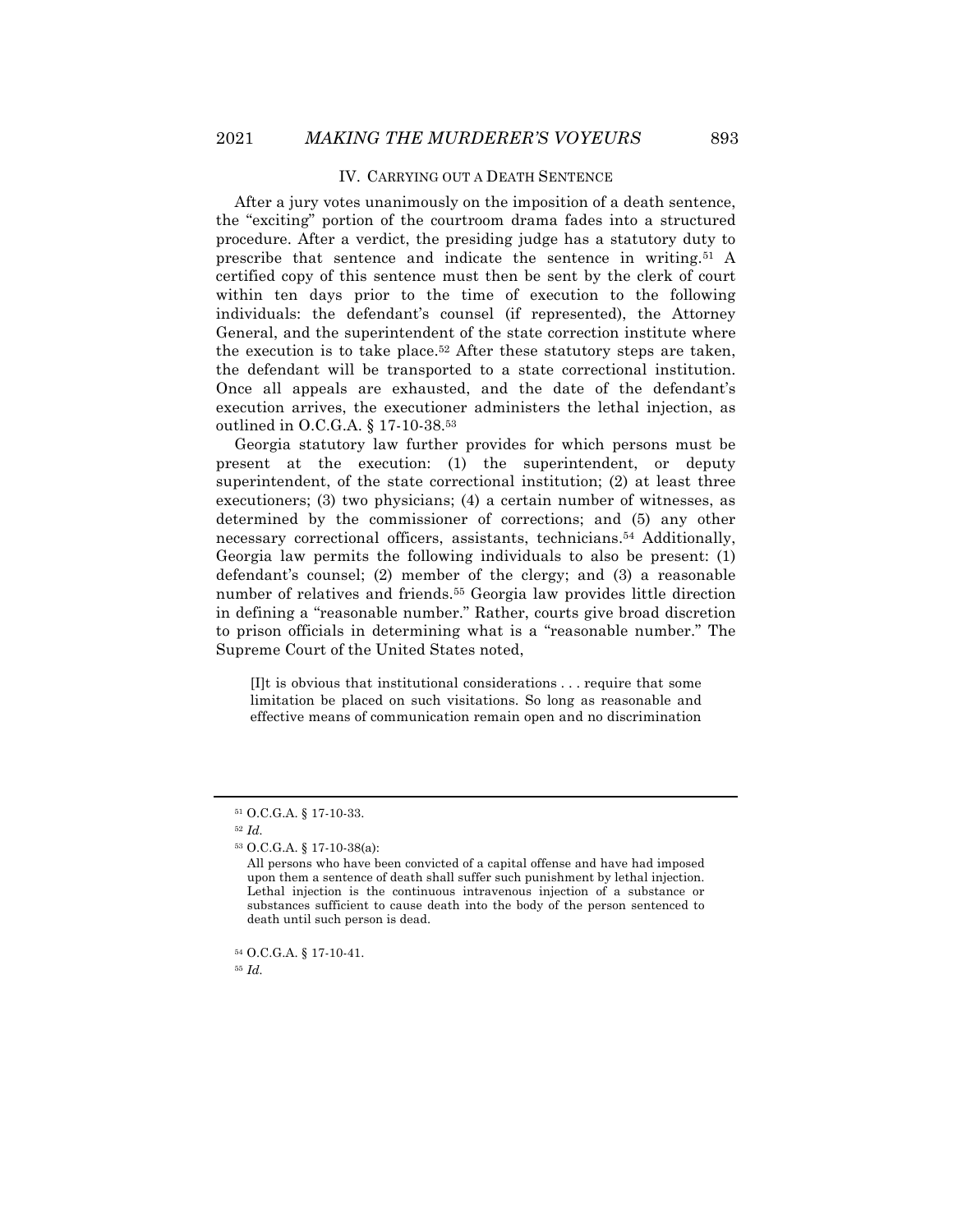## IV. CARRYING OUT A DEATH SENTENCE

After a jury votes unanimously on the imposition of a death sentence, the "exciting" portion of the courtroom drama fades into a structured procedure. After a verdict, the presiding judge has a statutory duty to prescribe that sentence and indicate the sentence in writing.[51] A certified copy of this sentence must then be sent by the clerk of court within ten days prior to the time of execution to the following individuals: the defendant's counsel (if represented), the Attorney General, and the superintendent of the state correction institute where the execution is to take place.[52] After these statutory steps are taken, the defendant will be transported to a state correctional institution. Once all appeals are exhausted, and the date of the defendant's execution arrives, the executioner administers the lethal injection, as outlined in O.C.G.A. § 17-10-38.[53]

Georgia statutory law further provides for which persons must be present at the execution: (1) the superintendent, or deputy superintendent, of the state correctional institution; (2) at least three executioners; (3) two physicians; (4) a certain number of witnesses, as determined by the commissioner of corrections; and (5) any other necessary correctional officers, assistants, technicians.[54] Additionally, Georgia law permits the following individuals to also be present: (1) defendant's counsel; (2) member of the clergy; and (3) a reasonable number of relatives and friends.[55] Georgia law provides little direction in defining a "reasonable number." Rather, courts give broad discretion to prison officials in determining what is a "reasonable number." The Supreme Court of the United States noted,

> [I]t is obvious that institutional considerations . . . require that some limitation be placed on such visitations. So long as reasonable and effective means of communication remain open and no discrimination

---

[51] O.C.G.A. § 17-10-33.

[52] *Id.*

[53] O.C.G.A. § 17-10-38(a):

> All persons who have been convicted of a capital offense and have had imposed upon them a sentence of death shall suffer such punishment by lethal injection. Lethal injection is the continuous intravenous injection of a substance or substances sufficient to cause death into the body of the person sentenced to death until such person is dead.

[54] O.C.G.A. § 17-10-41.

[55] *Id.*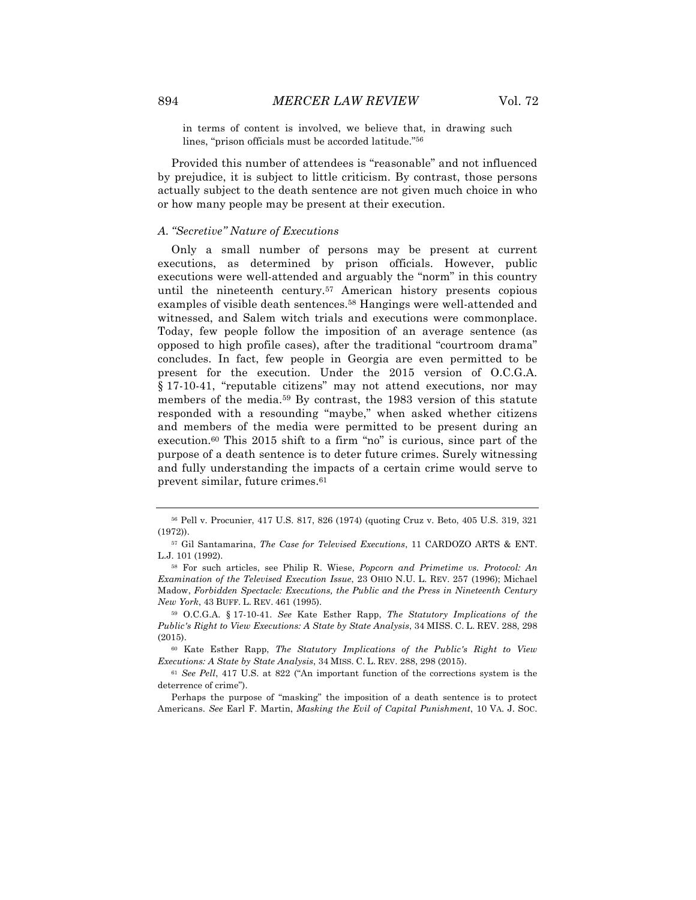in terms of content is involved, we believe that, in drawing such lines, "prison officials must be accorded latitude."[56]

Provided this number of attendees is "reasonable" and not influenced by prejudice, it is subject to little criticism. By contrast, those persons actually subject to the death sentence are not given much choice in who or how many people may be present at their execution.

### *A. "Secretive" Nature of Executions*

Only a small number of persons may be present at current executions, as determined by prison officials. However, public executions were well-attended and arguably the "norm" in this country until the nineteenth century.[57] American history presents copious examples of visible death sentences.[58] Hangings were well-attended and witnessed, and Salem witch trials and executions were commonplace. Today, few people follow the imposition of an average sentence (as opposed to high profile cases), after the traditional "courtroom drama" concludes. In fact, few people in Georgia are even permitted to be present for the execution. Under the 2015 version of O.C.G.A. § 17-10-41, "reputable citizens" may not attend executions, nor may members of the media.[59] By contrast, the 1983 version of this statute responded with a resounding "maybe," when asked whether citizens and members of the media were permitted to be present during an execution.[60] This 2015 shift to a firm "no" is curious, since part of the purpose of a death sentence is to deter future crimes. Surely witnessing and fully understanding the impacts of a certain crime would serve to prevent similar, future crimes.[61]

---

[56] Pell v. Procunier, 417 U.S. 817, 826 (1974) (quoting Cruz v. Beto, 405 U.S. 319, 321 (1972)).

[57] Gil Santamarina, *The Case for Televised Executions*, 11 CARDOZO ARTS & ENT. L.J. 101 (1992).

[58] For such articles, see Philip R. Wiese, *Popcorn and Primetime vs. Protocol: An Examination of the Televised Execution Issue*, 23 OHIO N.U. L. REV. 257 (1996); Michael Madow, *Forbidden Spectacle: Executions, the Public and the Press in Nineteenth Century New York*, 43 BUFF. L. REV. 461 (1995).

[59] O.C.G.A. § 17-10-41. *See* Kate Esther Rapp, *The Statutory Implications of the Public's Right to View Executions: A State by State Analysis*, 34 MISS. C. L. REV. 288, 298 (2015).

[60] Kate Esther Rapp, *The Statutory Implications of the Public's Right to View Executions: A State by State Analysis*, 34 MISS. C. L. REV. 288, 298 (2015).

[61] *See Pell*, 417 U.S. at 822 ("An important function of the corrections system is the deterrence of crime").

Perhaps the purpose of "masking" the imposition of a death sentence is to protect Americans. *See* Earl F. Martin, *Masking the Evil of Capital Punishment*, 10 VA. J. SOC.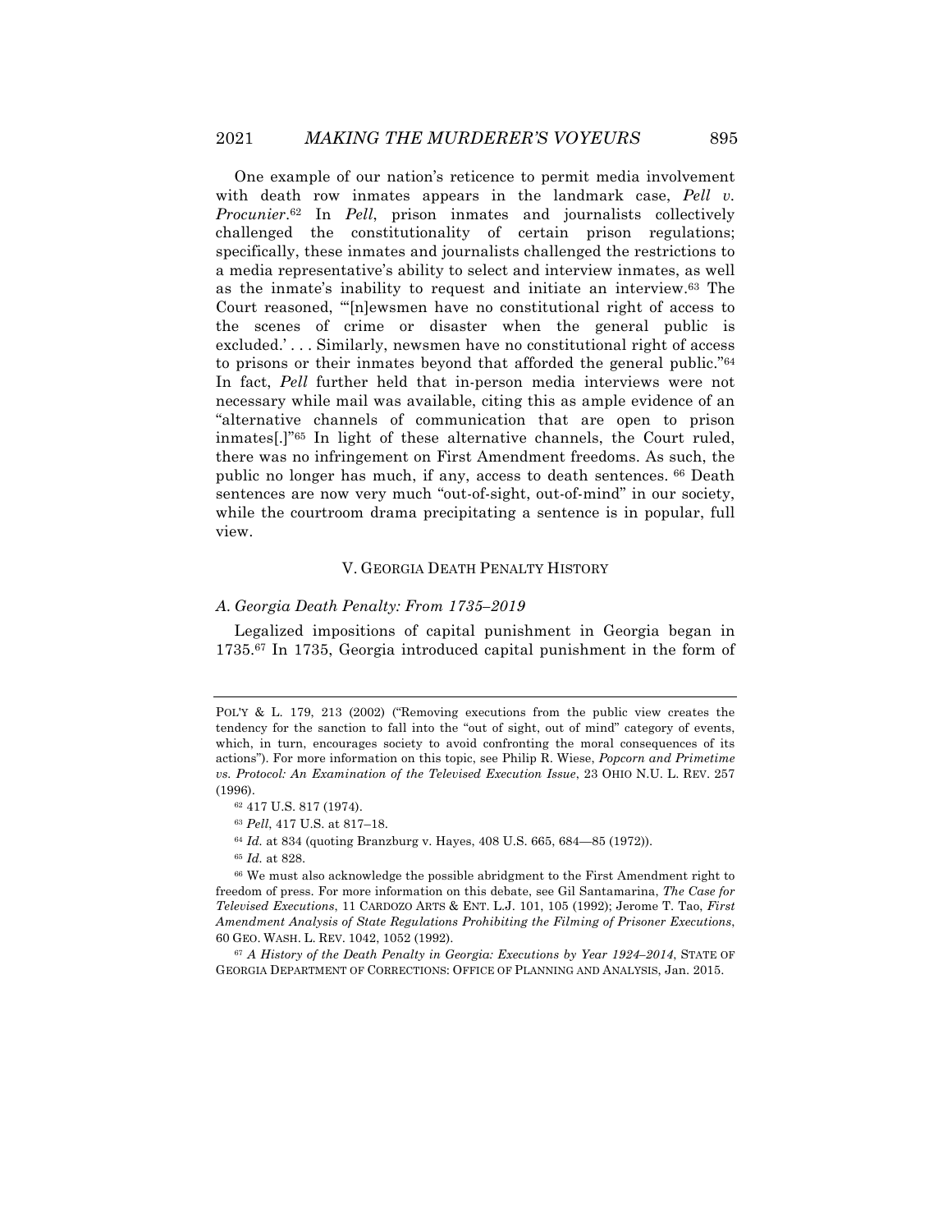One example of our nation's reticence to permit media involvement with death row inmates appears in the landmark case, *Pell v. Procunier*.[62] In *Pell*, prison inmates and journalists collectively challenged the constitutionality of certain prison regulations; specifically, these inmates and journalists challenged the restrictions to a media representative's ability to select and interview inmates, as well as the inmate's inability to request and initiate an interview.[63] The Court reasoned, "'[n]ewsmen have no constitutional right of access to the scenes of crime or disaster when the general public is excluded.' . . . Similarly, newsmen have no constitutional right of access to prisons or their inmates beyond that afforded the general public."[64] In fact, *Pell* further held that in-person media interviews were not necessary while mail was available, citing this as ample evidence of an "alternative channels of communication that are open to prison inmates[.]"[65] In light of these alternative channels, the Court ruled, there was no infringement on First Amendment freedoms. As such, the public no longer has much, if any, access to death sentences. [66] Death sentences are now very much "out-of-sight, out-of-mind" in our society, while the courtroom drama precipitating a sentence is in popular, full view.

## V. GEORGIA DEATH PENALTY HISTORY

### *A. Georgia Death Penalty: From 1735–2019*

Legalized impositions of capital punishment in Georgia began in 1735.[67] In 1735, Georgia introduced capital punishment in the form of

---

POL'Y & L. 179, 213 (2002) ("Removing executions from the public view creates the tendency for the sanction to fall into the "out of sight, out of mind" category of events, which, in turn, encourages society to avoid confronting the moral consequences of its actions"). For more information on this topic, see Philip R. Wiese, *Popcorn and Primetime vs. Protocol: An Examination of the Televised Execution Issue*, 23 OHIO N.U. L. REV. 257 (1996).

[62] 417 U.S. 817 (1974).

[63] *Pell*, 417 U.S. at 817–18.

[64] *Id.* at 834 (quoting Branzburg v. Hayes, 408 U.S. 665, 684—85 (1972)).

[65] *Id.* at 828.

[66] We must also acknowledge the possible abridgment to the First Amendment right to freedom of press. For more information on this debate, see Gil Santamarina, *The Case for Televised Executions*, 11 CARDOZO ARTS & ENT. L.J. 101, 105 (1992); Jerome T. Tao, *First Amendment Analysis of State Regulations Prohibiting the Filming of Prisoner Executions*, 60 GEO. WASH. L. REV. 1042, 1052 (1992).

[67] *A History of the Death Penalty in Georgia: Executions by Year 1924–2014*, STATE OF GEORGIA DEPARTMENT OF CORRECTIONS: OFFICE OF PLANNING AND ANALYSIS, Jan. 2015.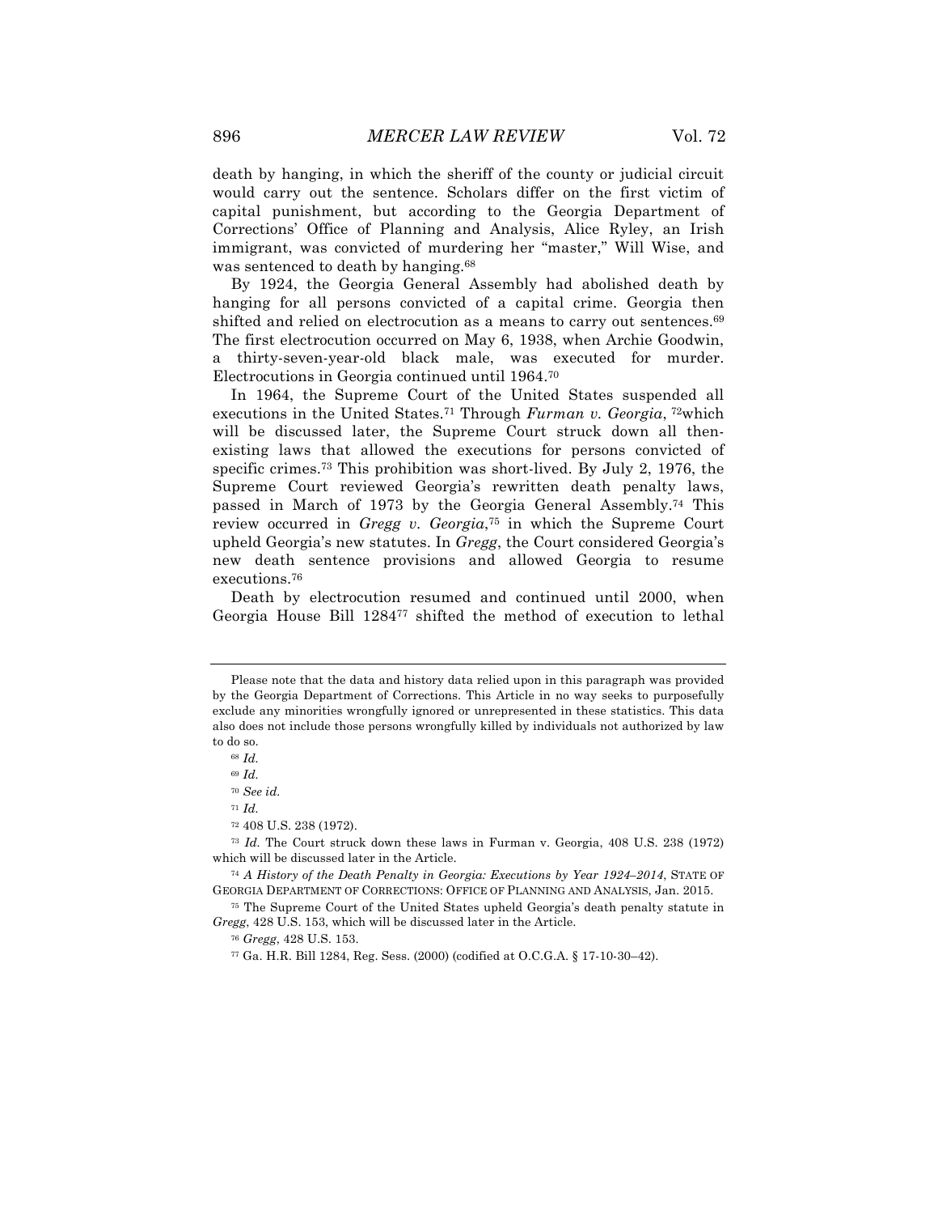death by hanging, in which the sheriff of the county or judicial circuit would carry out the sentence. Scholars differ on the first victim of capital punishment, but according to the Georgia Department of Corrections' Office of Planning and Analysis, Alice Ryley, an Irish immigrant, was convicted of murdering her "master," Will Wise, and was sentenced to death by hanging.[68]

By 1924, the Georgia General Assembly had abolished death by hanging for all persons convicted of a capital crime. Georgia then shifted and relied on electrocution as a means to carry out sentences.[69] The first electrocution occurred on May 6, 1938, when Archie Goodwin, a thirty-seven-year-old black male, was executed for murder. Electrocutions in Georgia continued until 1964.[70]

In 1964, the Supreme Court of the United States suspended all executions in the United States.[71] Through *Furman v. Georgia*, [72]which will be discussed later, the Supreme Court struck down all then-existing laws that allowed the executions for persons convicted of specific crimes.[73] This prohibition was short-lived. By July 2, 1976, the Supreme Court reviewed Georgia's rewritten death penalty laws, passed in March of 1973 by the Georgia General Assembly.[74] This review occurred in *Gregg v. Georgia*,[75] in which the Supreme Court upheld Georgia's new statutes. In *Gregg*, the Court considered Georgia's new death sentence provisions and allowed Georgia to resume executions.[76]

Death by electrocution resumed and continued until 2000, when Georgia House Bill 1284[77] shifted the method of execution to lethal

---

Please note that the data and history data relied upon in this paragraph was provided by the Georgia Department of Corrections. This Article in no way seeks to purposefully exclude any minorities wrongfully ignored or unrepresented in these statistics. This data also does not include those persons wrongfully killed by individuals not authorized by law to do so.

[68] *Id.*

[69] *Id.*

[70] *See id.*

[71] *Id.*

[72] 408 U.S. 238 (1972).

[73] *Id.* The Court struck down these laws in Furman v. Georgia, 408 U.S. 238 (1972) which will be discussed later in the Article.

[74] *A History of the Death Penalty in Georgia: Executions by Year 1924–2014*, STATE OF GEORGIA DEPARTMENT OF CORRECTIONS: OFFICE OF PLANNING AND ANALYSIS, Jan. 2015.

[75] The Supreme Court of the United States upheld Georgia's death penalty statute in *Gregg*, 428 U.S. 153, which will be discussed later in the Article.

[76] *Gregg*, 428 U.S. 153.

[77] Ga. H.R. Bill 1284, Reg. Sess. (2000) (codified at O.C.G.A. § 17-10-30–42).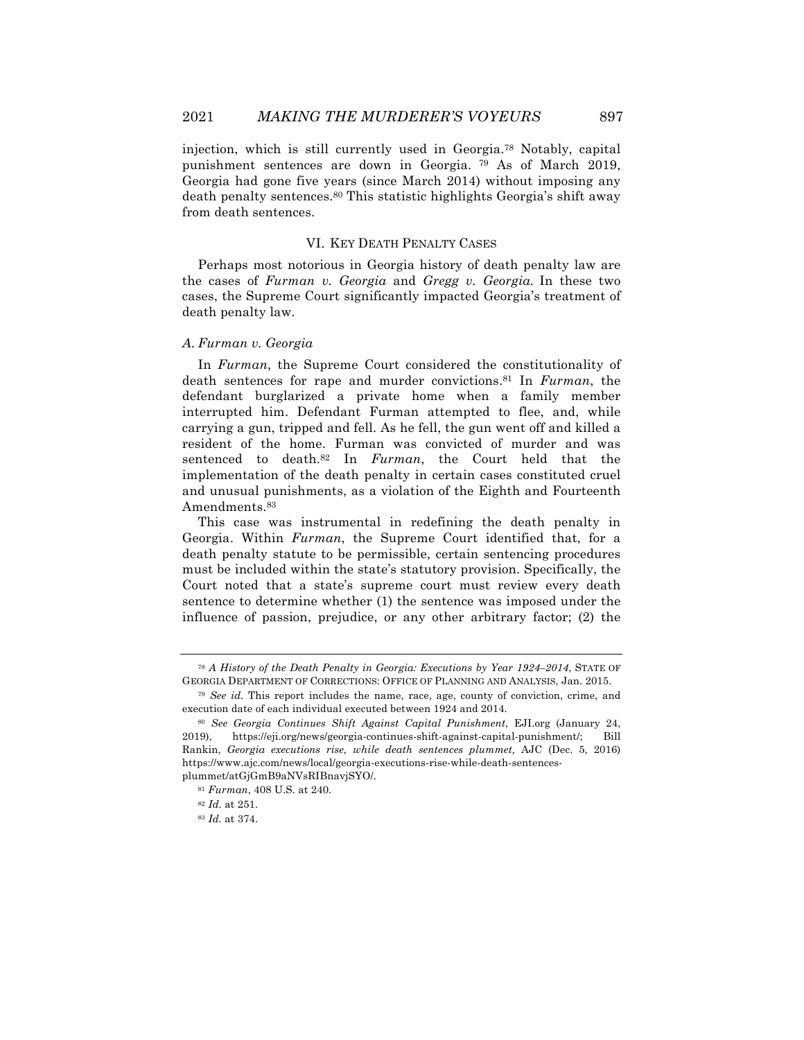injection, which is still currently used in Georgia.[78] Notably, capital punishment sentences are down in Georgia. [79] As of March 2019, Georgia had gone five years (since March 2014) without imposing any death penalty sentences.[80] This statistic highlights Georgia's shift away from death sentences.

## VI. KEY DEATH PENALTY CASES

Perhaps most notorious in Georgia history of death penalty law are the cases of *Furman v. Georgia* and *Gregg v. Georgia*. In these two cases, the Supreme Court significantly impacted Georgia's treatment of death penalty law.

### *A. Furman v. Georgia*

In *Furman*, the Supreme Court considered the constitutionality of death sentences for rape and murder convictions.[81] In *Furman*, the defendant burglarized a private home when a family member interrupted him. Defendant Furman attempted to flee, and, while carrying a gun, tripped and fell. As he fell, the gun went off and killed a resident of the home. Furman was convicted of murder and was sentenced to death.[82] In *Furman*, the Court held that the implementation of the death penalty in certain cases constituted cruel and unusual punishments, as a violation of the Eighth and Fourteenth Amendments.[83]

This case was instrumental in redefining the death penalty in Georgia. Within *Furman*, the Supreme Court identified that, for a death penalty statute to be permissible, certain sentencing procedures must be included within the state's statutory provision. Specifically, the Court noted that a state's supreme court must review every death sentence to determine whether (1) the sentence was imposed under the influence of passion, prejudice, or any other arbitrary factor; (2) the

---

[78] *A History of the Death Penalty in Georgia: Executions by Year 1924–2014*, STATE OF GEORGIA DEPARTMENT OF CORRECTIONS: OFFICE OF PLANNING AND ANALYSIS, Jan. 2015.

[79] *See id.* This report includes the name, race, age, county of conviction, crime, and execution date of each individual executed between 1924 and 2014.

[80] *See Georgia Continues Shift Against Capital Punishment*, EJI.org (January 24, 2019), https://eji.org/news/georgia-continues-shift-against-capital-punishment/; Bill Rankin, *Georgia executions rise, while death sentences plummet,* AJC (Dec. 5, 2016) https://www.ajc.com/news/local/georgia-executions-rise-while-death-sentences-plummet/atGjGmB9aNVsRIBnavjSYO/.

[81] *Furman*, 408 U.S. at 240.

[82] *Id.* at 251.

[83] *Id.* at 374.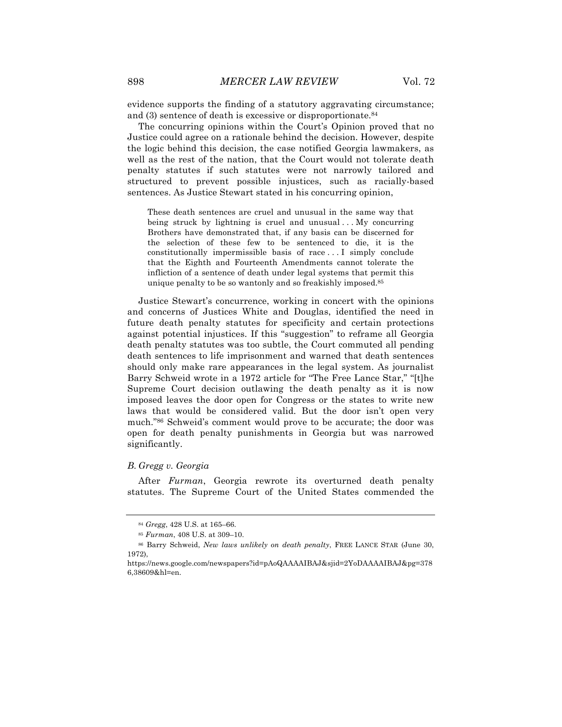evidence supports the finding of a statutory aggravating circumstance; and (3) sentence of death is excessive or disproportionate.[84]

The concurring opinions within the Court's Opinion proved that no Justice could agree on a rationale behind the decision. However, despite the logic behind this decision, the case notified Georgia lawmakers, as well as the rest of the nation, that the Court would not tolerate death penalty statutes if such statutes were not narrowly tailored and structured to prevent possible injustices, such as racially-based sentences. As Justice Stewart stated in his concurring opinion,

> These death sentences are cruel and unusual in the same way that being struck by lightning is cruel and unusual . . . My concurring Brothers have demonstrated that, if any basis can be discerned for the selection of these few to be sentenced to die, it is the constitutionally impermissible basis of race . . . I simply conclude that the Eighth and Fourteenth Amendments cannot tolerate the infliction of a sentence of death under legal systems that permit this unique penalty to be so wantonly and so freakishly imposed.[85]

Justice Stewart's concurrence, working in concert with the opinions and concerns of Justices White and Douglas, identified the need in future death penalty statutes for specificity and certain protections against potential injustices. If this "suggestion" to reframe all Georgia death penalty statutes was too subtle, the Court commuted all pending death sentences to life imprisonment and warned that death sentences should only make rare appearances in the legal system. As journalist Barry Schweid wrote in a 1972 article for "The Free Lance Star," "[t]he Supreme Court decision outlawing the death penalty as it is now imposed leaves the door open for Congress or the states to write new laws that would be considered valid. But the door isn't open very much."[86] Schweid's comment would prove to be accurate; the door was open for death penalty punishments in Georgia but was narrowed significantly.

### *B. Gregg v. Georgia*

After *Furman*, Georgia rewrote its overturned death penalty statutes. The Supreme Court of the United States commended the

---

[84] *Gregg*, 428 U.S. at 165–66.

[85] *Furman*, 408 U.S. at 309–10.

[86] Barry Schweid, *New laws unlikely on death penalty*, FREE LANCE STAR (June 30, 1972), https://news.google.com/newspapers?id=pAoQAAAAIBAJ&sjid=2YoDAAAAIBAJ&pg=3786,38609&hl=en.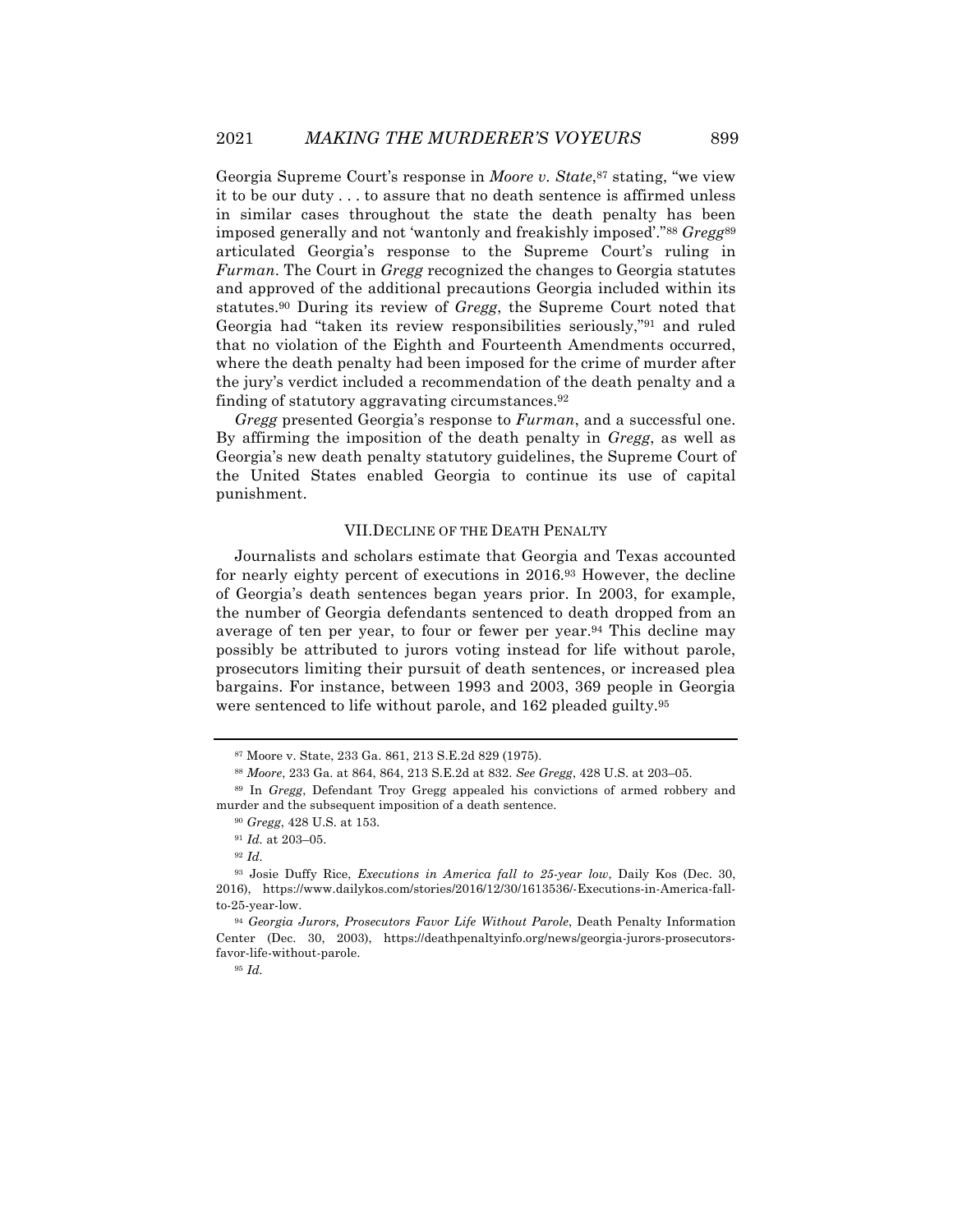Georgia Supreme Court's response in *Moore v. State*,[87] stating, "we view it to be our duty . . . to assure that no death sentence is affirmed unless in similar cases throughout the state the death penalty has been imposed generally and not 'wantonly and freakishly imposed'."[88] *Gregg*[89] articulated Georgia's response to the Supreme Court's ruling in *Furman*. The Court in *Gregg* recognized the changes to Georgia statutes and approved of the additional precautions Georgia included within its statutes.[90] During its review of *Gregg*, the Supreme Court noted that Georgia had "taken its review responsibilities seriously,"[91] and ruled that no violation of the Eighth and Fourteenth Amendments occurred, where the death penalty had been imposed for the crime of murder after the jury's verdict included a recommendation of the death penalty and a finding of statutory aggravating circumstances.[92]

*Gregg* presented Georgia's response to *Furman*, and a successful one. By affirming the imposition of the death penalty in *Gregg*, as well as Georgia's new death penalty statutory guidelines, the Supreme Court of the United States enabled Georgia to continue its use of capital punishment.

## VII. DECLINE OF THE DEATH PENALTY

Journalists and scholars estimate that Georgia and Texas accounted for nearly eighty percent of executions in 2016.[93] However, the decline of Georgia's death sentences began years prior. In 2003, for example, the number of Georgia defendants sentenced to death dropped from an average of ten per year, to four or fewer per year.[94] This decline may possibly be attributed to jurors voting instead for life without parole, prosecutors limiting their pursuit of death sentences, or increased plea bargains. For instance, between 1993 and 2003, 369 people in Georgia were sentenced to life without parole, and 162 pleaded guilty.[95]

---

[87] Moore v. State, 233 Ga. 861, 213 S.E.2d 829 (1975).

[88] *Moore*, 233 Ga. at 864, 864, 213 S.E.2d at 832. *See Gregg*, 428 U.S. at 203–05.

[89] In *Gregg*, Defendant Troy Gregg appealed his convictions of armed robbery and murder and the subsequent imposition of a death sentence.

[90] *Gregg*, 428 U.S. at 153.

[91] *Id.* at 203–05.

[92] *Id.*

[93] Josie Duffy Rice, *Executions in America fall to 25-year low*, Daily Kos (Dec. 30, 2016), https://www.dailykos.com/stories/2016/12/30/1613536/-Executions-in-America-fall-to-25-year-low.

[94] *Georgia Jurors, Prosecutors Favor Life Without Parole*, Death Penalty Information Center (Dec. 30, 2003), https://deathpenaltyinfo.org/news/georgia-jurors-prosecutors-favor-life-without-parole.

[95] *Id.*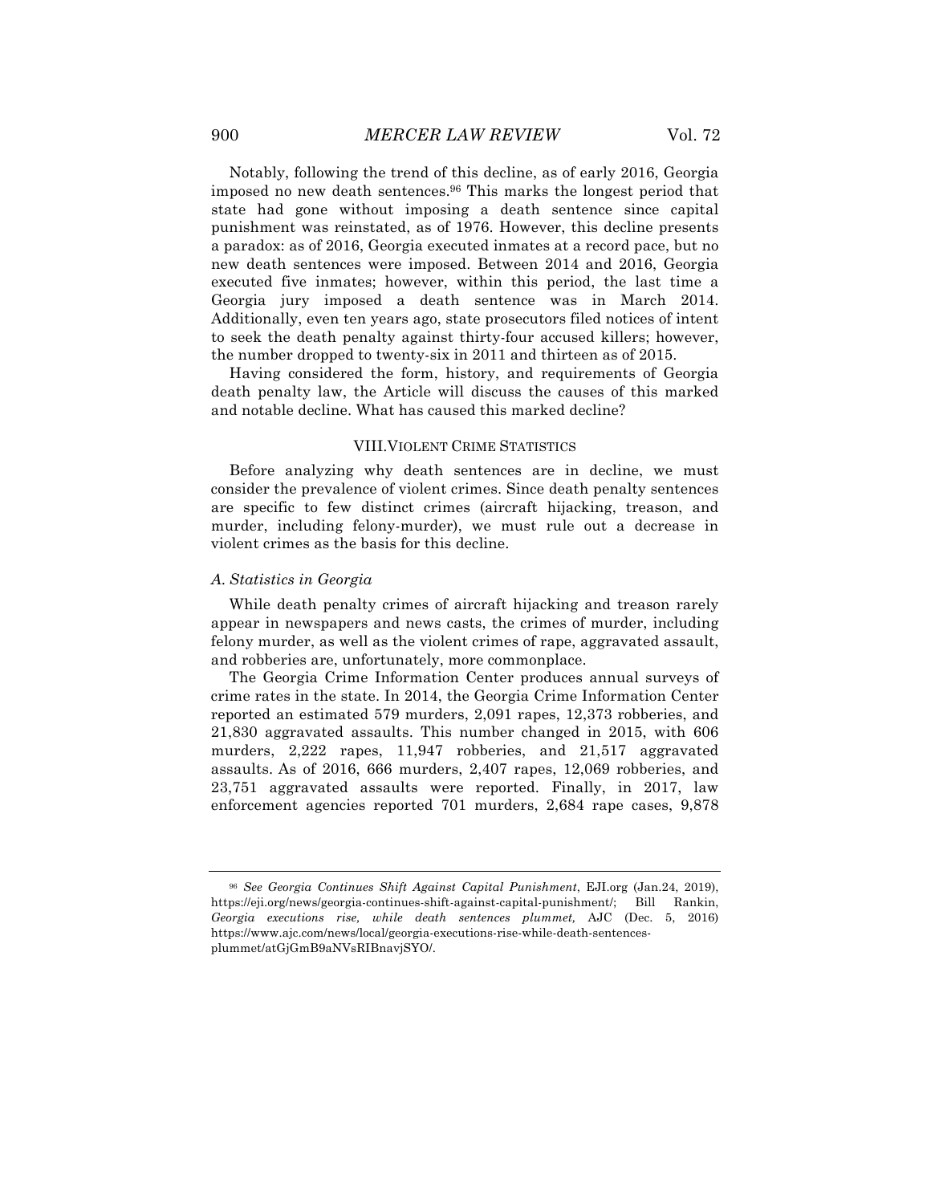Notably, following the trend of this decline, as of early 2016, Georgia imposed no new death sentences.[96] This marks the longest period that state had gone without imposing a death sentence since capital punishment was reinstated, as of 1976. However, this decline presents a paradox: as of 2016, Georgia executed inmates at a record pace, but no new death sentences were imposed. Between 2014 and 2016, Georgia executed five inmates; however, within this period, the last time a Georgia jury imposed a death sentence was in March 2014. Additionally, even ten years ago, state prosecutors filed notices of intent to seek the death penalty against thirty-four accused killers; however, the number dropped to twenty-six in 2011 and thirteen as of 2015.

Having considered the form, history, and requirements of Georgia death penalty law, the Article will discuss the causes of this marked and notable decline. What has caused this marked decline?

## VIII. VIOLENT CRIME STATISTICS

Before analyzing why death sentences are in decline, we must consider the prevalence of violent crimes. Since death penalty sentences are specific to few distinct crimes (aircraft hijacking, treason, and murder, including felony-murder), we must rule out a decrease in violent crimes as the basis for this decline.

### *A. Statistics in Georgia*

While death penalty crimes of aircraft hijacking and treason rarely appear in newspapers and news casts, the crimes of murder, including felony murder, as well as the violent crimes of rape, aggravated assault, and robberies are, unfortunately, more commonplace.

The Georgia Crime Information Center produces annual surveys of crime rates in the state. In 2014, the Georgia Crime Information Center reported an estimated 579 murders, 2,091 rapes, 12,373 robberies, and 21,830 aggravated assaults. This number changed in 2015, with 606 murders, 2,222 rapes, 11,947 robberies, and 21,517 aggravated assaults. As of 2016, 666 murders, 2,407 rapes, 12,069 robberies, and 23,751 aggravated assaults were reported. Finally, in 2017, law enforcement agencies reported 701 murders, 2,684 rape cases, 9,878

---

[96] *See Georgia Continues Shift Against Capital Punishment*, EJI.org (Jan.24, 2019), https://eji.org/news/georgia-continues-shift-against-capital-punishment/; Bill Rankin, *Georgia executions rise, while death sentences plummet,* AJC (Dec. 5, 2016) https://www.ajc.com/news/local/georgia-executions-rise-while-death-sentences-plummet/atGjGmB9aNVsRIBnavjSYO/.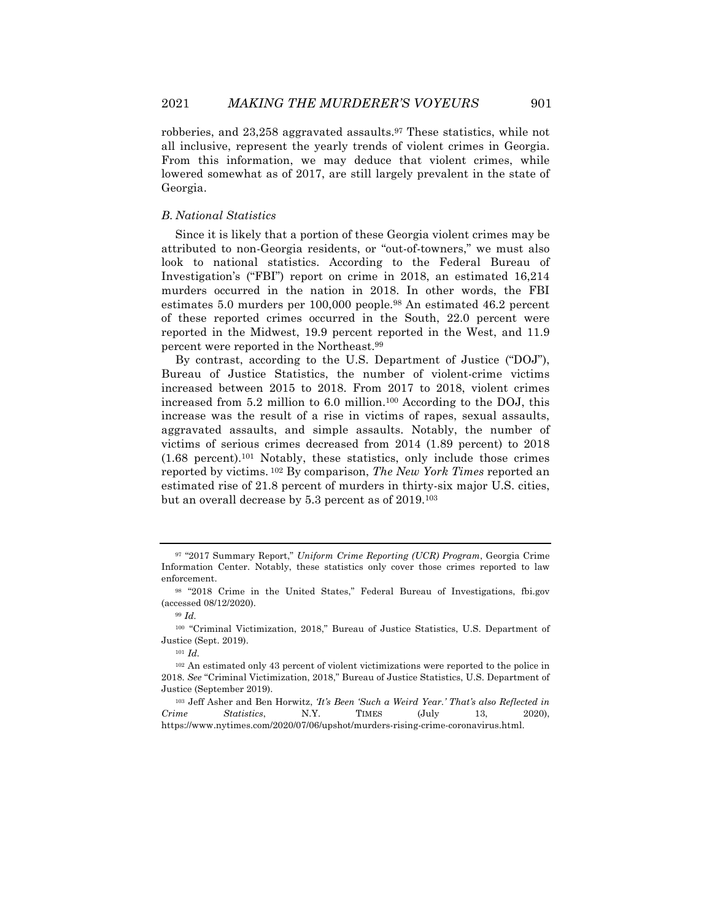robberies, and 23,258 aggravated assaults.[97] These statistics, while not all inclusive, represent the yearly trends of violent crimes in Georgia. From this information, we may deduce that violent crimes, while lowered somewhat as of 2017, are still largely prevalent in the state of Georgia.

### *B. National Statistics*

Since it is likely that a portion of these Georgia violent crimes may be attributed to non-Georgia residents, or "out-of-towners," we must also look to national statistics. According to the Federal Bureau of Investigation's ("FBI") report on crime in 2018, an estimated 16,214 murders occurred in the nation in 2018. In other words, the FBI estimates 5.0 murders per 100,000 people.[98] An estimated 46.2 percent of these reported crimes occurred in the South, 22.0 percent were reported in the Midwest, 19.9 percent reported in the West, and 11.9 percent were reported in the Northeast.[99]

By contrast, according to the U.S. Department of Justice ("DOJ"), Bureau of Justice Statistics, the number of violent-crime victims increased between 2015 to 2018. From 2017 to 2018, violent crimes increased from 5.2 million to 6.0 million.[100] According to the DOJ, this increase was the result of a rise in victims of rapes, sexual assaults, aggravated assaults, and simple assaults. Notably, the number of victims of serious crimes decreased from 2014 (1.89 percent) to 2018 (1.68 percent).[101] Notably, these statistics, only include those crimes reported by victims. [102] By comparison, *The New York Times* reported an estimated rise of 21.8 percent of murders in thirty-six major U.S. cities, but an overall decrease by 5.3 percent as of 2019.[103]

---

[97] "2017 Summary Report," *Uniform Crime Reporting (UCR) Program*, Georgia Crime Information Center. Notably, these statistics only cover those crimes reported to law enforcement.

[98] "2018 Crime in the United States," Federal Bureau of Investigations, fbi.gov (accessed 08/12/2020).

[99] *Id.*

[100] "Criminal Victimization, 2018," Bureau of Justice Statistics, U.S. Department of Justice (Sept. 2019).

[101] *Id.*

[102] An estimated only 43 percent of violent victimizations were reported to the police in 2018. *See* "Criminal Victimization, 2018," Bureau of Justice Statistics, U.S. Department of Justice (September 2019).

[103] Jeff Asher and Ben Horwitz, *'It's Been 'Such a Weird Year.' That's also Reflected in Crime Statistics*, N.Y. TIMES (July 13, 2020), https://www.nytimes.com/2020/07/06/upshot/murders-rising-crime-coronavirus.html.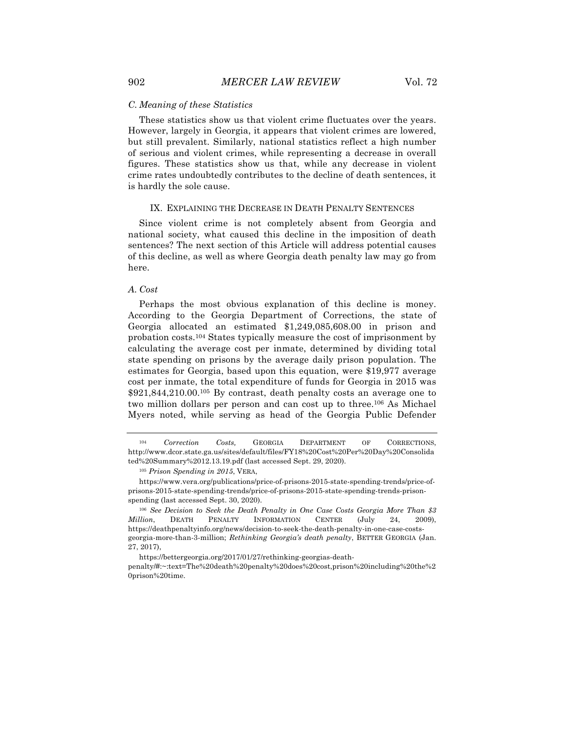### C. Meaning of these Statistics

These statistics show us that violent crime fluctuates over the years. However, largely in Georgia, it appears that violent crimes are lowered, but still prevalent. Similarly, national statistics reflect a high number of serious and violent crimes, while representing a decrease in overall figures. These statistics show us that, while any decrease in violent crime rates undoubtedly contributes to the decline of death sentences, it is hardly the sole cause.

## IX. Explaining the Decrease in Death Penalty Sentences

Since violent crime is not completely absent from Georgia and national society, what caused this decline in the imposition of death sentences? The next section of this Article will address potential causes of this decline, as well as where Georgia death penalty law may go from here.

### A. Cost

Perhaps the most obvious explanation of this decline is money. According to the Georgia Department of Corrections, the state of Georgia allocated an estimated $1,249,085,608.00 in prison and probation costs.[104] States typically measure the cost of imprisonment by calculating the average cost per inmate, determined by dividing total state spending on prisons by the average daily prison population. The estimates for Georgia, based upon this equation, were $19,977 average cost per inmate, the total expenditure of funds for Georgia in 2015 was $921,844,210.00.[105] By contrast, death penalty costs an average one to two million dollars per person and can cost up to three.[106] As Michael Myers noted, while serving as head of the Georgia Public Defender

---

[104] *Correction Costs,* GEORGIA DEPARTMENT OF CORRECTIONS, http://www.dcor.state.ga.us/sites/default/files/FY18%20Cost%20Per%20Day%20Consolidated%20Summary%2012.13.19.pdf (last accessed Sept. 29, 2020).

[105] *Prison Spending in 2015*, VERA, https://www.vera.org/publications/price-of-prisons-2015-state-spending-trends/price-of-prisons-2015-state-spending-trends/price-of-prisons-2015-state-spending-trends-prison-spending (last accessed Sept. 30, 2020).

[106] *See Decision to Seek the Death Penalty in One Case Costs Georgia More Than $3 Million*, DEATH PENALTY INFORMATION CENTER (July 24, 2009), https://deathpenaltyinfo.org/news/decision-to-seek-the-death-penalty-in-one-case-costs-georgia-more-than-3-million; *Rethinking Georgia's death penalty*, BETTER GEORGIA (Jan. 27, 2017), https://bettergeorgia.org/2017/01/27/rethinking-georgias-death-penalty/#:~:text=The%20death%20penalty%20does%20cost,prison%20including%20the%20prison%20time.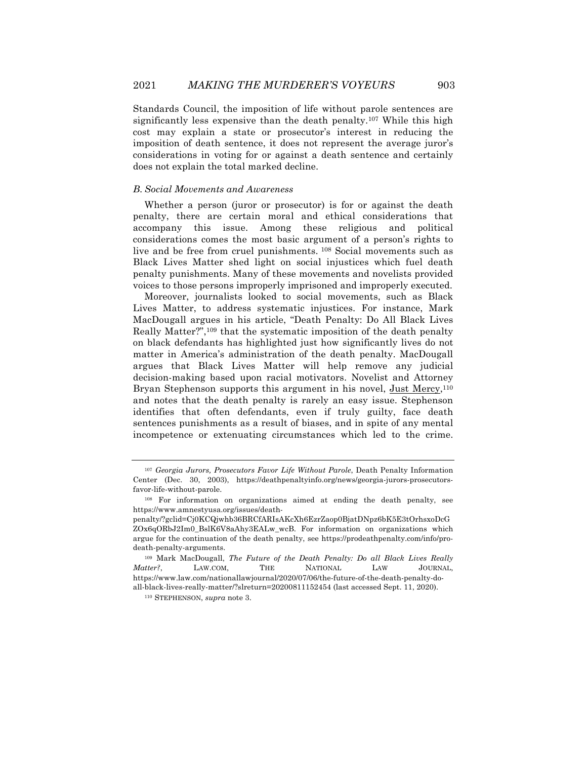Standards Council, the imposition of life without parole sentences are significantly less expensive than the death penalty.[107] While this high cost may explain a state or prosecutor's interest in reducing the imposition of death sentence, it does not represent the average juror's considerations in voting for or against a death sentence and certainly does not explain the total marked decline.

### *B. Social Movements and Awareness*

Whether a person (juror or prosecutor) is for or against the death penalty, there are certain moral and ethical considerations that accompany this issue. Among these religious and political considerations comes the most basic argument of a person's rights to live and be free from cruel punishments. [108] Social movements such as Black Lives Matter shed light on social injustices which fuel death penalty punishments. Many of these movements and novelists provided voices to those persons improperly imprisoned and improperly executed.

Moreover, journalists looked to social movements, such as Black Lives Matter, to address systematic injustices. For instance, Mark MacDougall argues in his article, "Death Penalty: Do All Black Lives Really Matter?",[109] that the systematic imposition of the death penalty on black defendants has highlighted just how significantly lives do not matter in America's administration of the death penalty. MacDougall argues that Black Lives Matter will help remove any judicial decision-making based upon racial motivators. Novelist and Attorney Bryan Stephenson supports this argument in his novel, Just Mercy,[110] and notes that the death penalty is rarely an easy issue. Stephenson identifies that often defendants, even if truly guilty, face death sentences punishments as a result of biases, and in spite of any mental incompetence or extenuating circumstances which led to the crime.

---

[107] *Georgia Jurors, Prosecutors Favor Life Without Parole*, Death Penalty Information Center (Dec. 30, 2003), https://deathpenaltyinfo.org/news/georgia-jurors-prosecutors-favor-life-without-parole.

[108] For information on organizations aimed at ending the death penalty, see https://www.amnestyusa.org/issues/death-penalty/?gclid=Cj0KCQjwhb36BRCfARIsAKcXh6EzrZaop0BjatDNpz6bK5E3tOrhsxoDcGZOx6qORbJ2Im0_BslK6V8aAhy3EALw_wcB. For information on organizations which argue for the continuation of the death penalty, see https://prodeathpenalty.com/info/pro-death-penalty-arguments.

[109] Mark MacDougall, *The Future of the Death Penalty: Do all Black Lives Really Matter?*, LAW.COM, THE NATIONAL LAW JOURNAL, https://www.law.com/nationallawjournal/2020/07/06/the-future-of-the-death-penalty-do-all-black-lives-really-matter/?slreturn=20200811152454 (last accessed Sept. 11, 2020).

[110] STEPHENSON, *supra* note 3.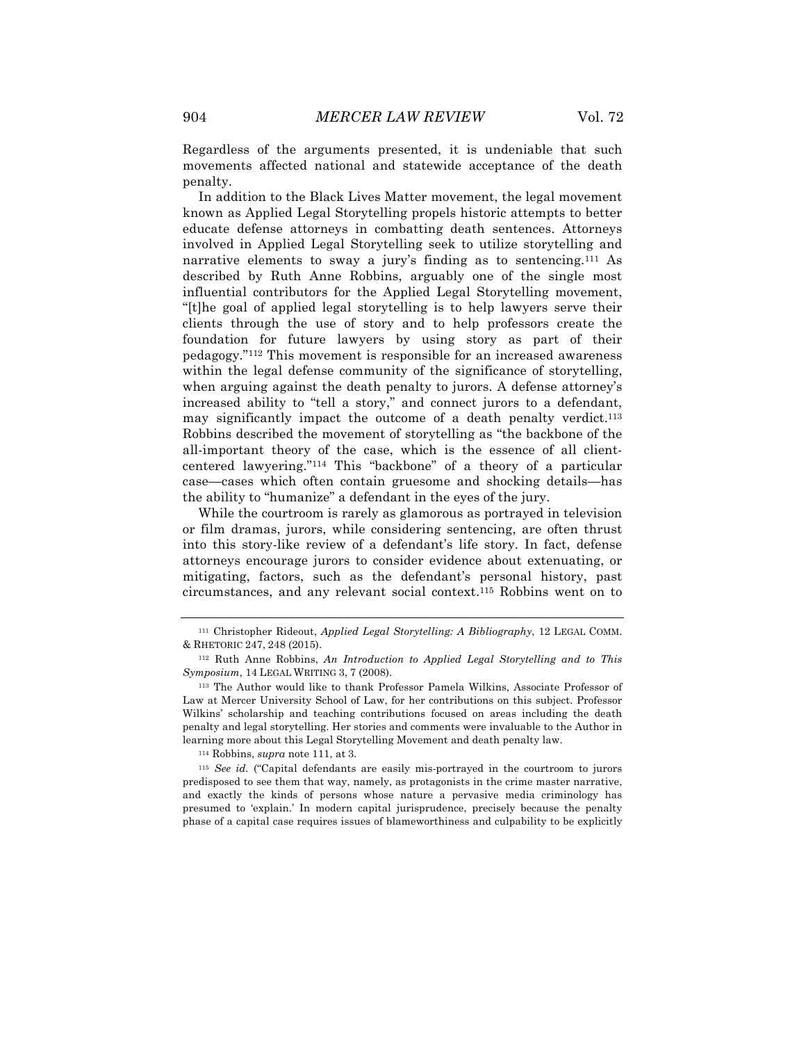Regardless of the arguments presented, it is undeniable that such movements affected national and statewide acceptance of the death penalty.

In addition to the Black Lives Matter movement, the legal movement known as Applied Legal Storytelling propels historic attempts to better educate defense attorneys in combatting death sentences. Attorneys involved in Applied Legal Storytelling seek to utilize storytelling and narrative elements to sway a jury's finding as to sentencing.[111] As described by Ruth Anne Robbins, arguably one of the single most influential contributors for the Applied Legal Storytelling movement, "[t]he goal of applied legal storytelling is to help lawyers serve their clients through the use of story and to help professors create the foundation for future lawyers by using story as part of their pedagogy."[112] This movement is responsible for an increased awareness within the legal defense community of the significance of storytelling, when arguing against the death penalty to jurors. A defense attorney's increased ability to "tell a story," and connect jurors to a defendant, may significantly impact the outcome of a death penalty verdict.[113] Robbins described the movement of storytelling as "the backbone of the all-important theory of the case, which is the essence of all client-centered lawyering."[114] This "backbone" of a theory of a particular case—cases which often contain gruesome and shocking details—has the ability to "humanize" a defendant in the eyes of the jury.

While the courtroom is rarely as glamorous as portrayed in television or film dramas, jurors, while considering sentencing, are often thrust into this story-like review of a defendant's life story. In fact, defense attorneys encourage jurors to consider evidence about extenuating, or mitigating, factors, such as the defendant's personal history, past circumstances, and any relevant social context.[115] Robbins went on to

---

[111] Christopher Rideout, *Applied Legal Storytelling: A Bibliography*, 12 LEGAL COMM. & RHETORIC 247, 248 (2015).

[112] Ruth Anne Robbins, *An Introduction to Applied Legal Storytelling and to This Symposium*, 14 LEGAL WRITING 3, 7 (2008).

[113] The Author would like to thank Professor Pamela Wilkins, Associate Professor of Law at Mercer University School of Law, for her contributions on this subject. Professor Wilkins' scholarship and teaching contributions focused on areas including the death penalty and legal storytelling. Her stories and comments were invaluable to the Author in learning more about this Legal Storytelling Movement and death penalty law.

[114] Robbins, *supra* note 111, at 3.

[115] *See id.* ("Capital defendants are easily mis-portrayed in the courtroom to jurors predisposed to see them that way, namely, as protagonists in the crime master narrative, and exactly the kinds of persons whose nature a pervasive media criminology has presumed to 'explain.' In modern capital jurisprudence, precisely because the penalty phase of a capital case requires issues of blameworthiness and culpability to be explicitly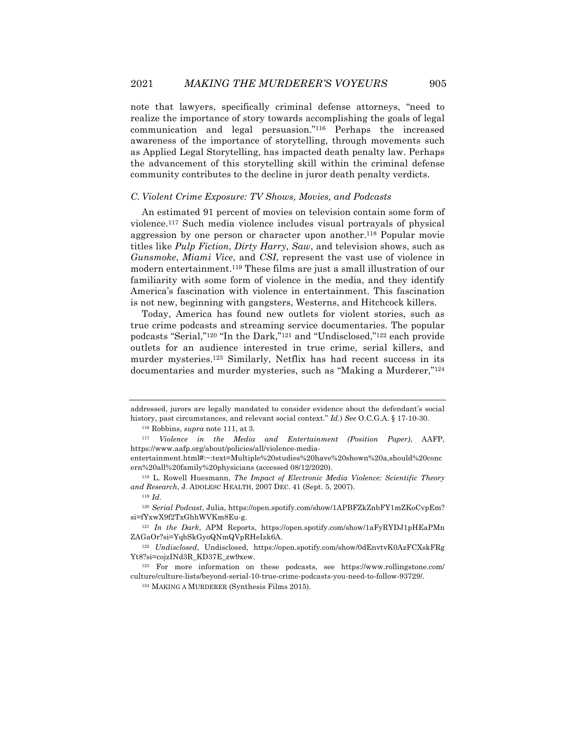note that lawyers, specifically criminal defense attorneys, "need to realize the importance of story towards accomplishing the goals of legal communication and legal persuasion."[116] Perhaps the increased awareness of the importance of storytelling, through movements such as Applied Legal Storytelling, has impacted death penalty law. Perhaps the advancement of this storytelling skill within the criminal defense community contributes to the decline in juror death penalty verdicts.

### *C. Violent Crime Exposure: TV Shows, Movies, and Podcasts*

An estimated 91 percent of movies on television contain some form of violence.[117] Such media violence includes visual portrayals of physical aggression by one person or character upon another.[118] Popular movie titles like *Pulp Fiction*, *Dirty Harry*, *Saw*, and television shows, such as *Gunsmoke*, *Miami Vice*, and *CSI*, represent the vast use of violence in modern entertainment.[119] These films are just a small illustration of our familiarity with some form of violence in the media, and they identify America's fascination with violence in entertainment. This fascination is not new, beginning with gangsters, Westerns, and Hitchcock killers.

Today, America has found new outlets for violent stories, such as true crime podcasts and streaming service documentaries. The popular podcasts "Serial,"[120] "In the Dark,"[121] and "Undisclosed,"[122] each provide outlets for an audience interested in true crime, serial killers, and murder mysteries.[123] Similarly, Netflix has had recent success in its documentaries and murder mysteries, such as "Making a Murderer,"[124]

---

addressed, jurors are legally mandated to consider evidence about the defendant's social history, past circumstances, and relevant social context." *Id.*) *See* O.C.G.A. § 17-10-30.

[116] Robbins, *supra* note 111, at 3.

[117] *Violence in the Media and Entertainment (Position Paper)*, AAFP, https://www.aafp.org/about/policies/all/violence-media-entertainment.html#:~:text=Multiple%20studies%20have%20shown%20a,should%20concern%20all%20family%20physicians (accessed 08/12/2020).

[118] L. Rowell Huesmann, *The Impact of Electronic Media Violence: Scientific Theory and Research*, J. ADOLESC HEALTH, 2007 DEC. 41 (Sept. 5, 2007).

[119] *Id.*

[120] *Serial Podcast*, Julia, https://open.spotify.com/show/1APBFZkZnbFY1mZKoCvpEm?si=fYxwX9f2TxGhhWVKm8Eu-g.

[121] *In the Dark*, APM Reports, https://open.spotify.com/show/1aFyRYDJ1pHEaPMnZAGaOr?si=YqbSkGyoQNmQVpRHeIzk6A.

[122] *Undisclosed*, Undisclosed, https://open.spotify.com/show/0dEnvtvK0AzFCXskFRgYt8?si=cojzINd3R_KD37E_zw9xew.

[123] For more information on these podcasts, see https://www.rollingstone.com/culture/culture-lists/beyond-serial-10-true-crime-podcasts-you-need-to-follow-93729/.

[124] MAKING A MURDERER (Synthesis Films 2015).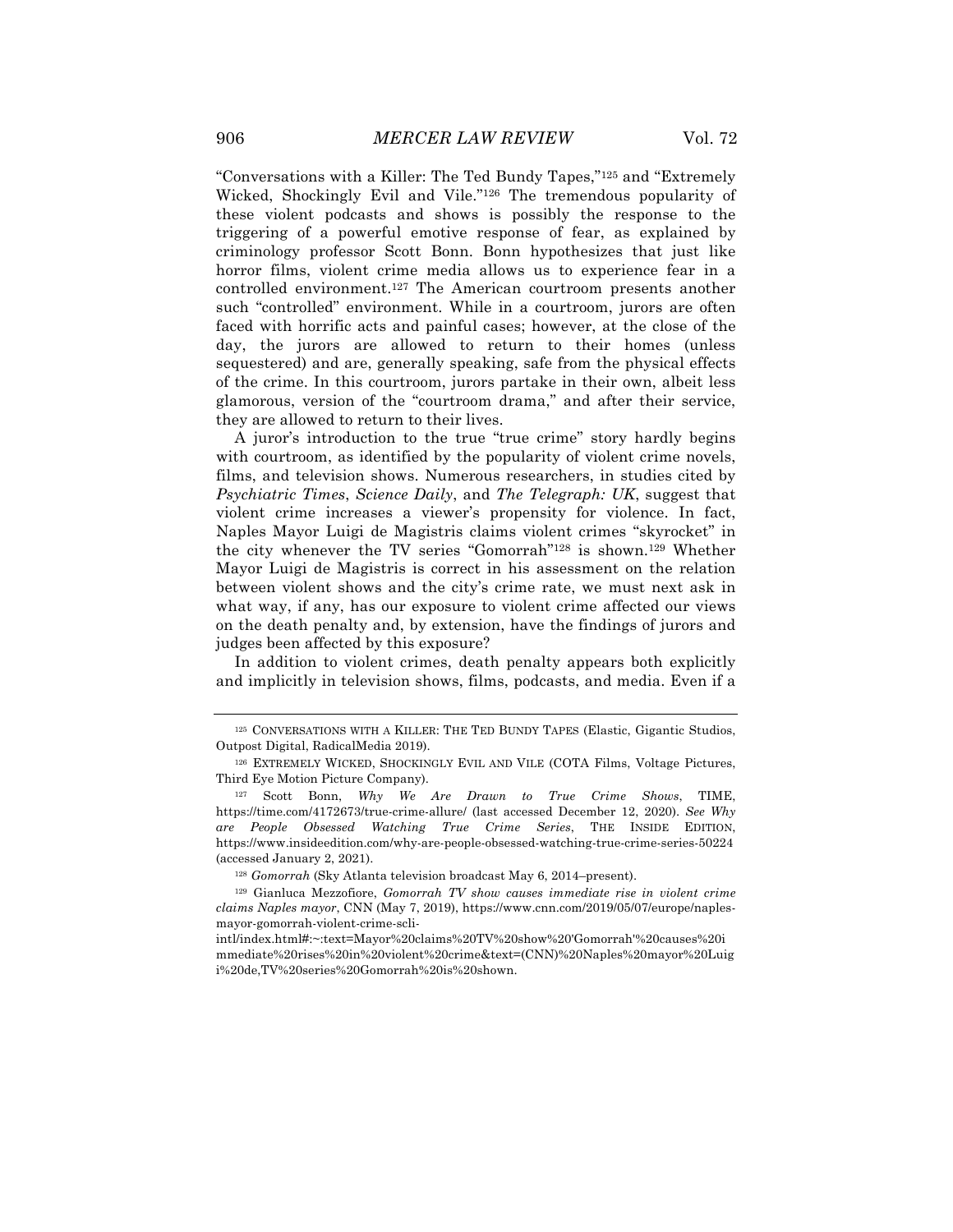"Conversations with a Killer: The Ted Bundy Tapes,"[125] and "Extremely Wicked, Shockingly Evil and Vile."[126] The tremendous popularity of these violent podcasts and shows is possibly the response to the triggering of a powerful emotive response of fear, as explained by criminology professor Scott Bonn. Bonn hypothesizes that just like horror films, violent crime media allows us to experience fear in a controlled environment.[127] The American courtroom presents another such "controlled" environment. While in a courtroom, jurors are often faced with horrific acts and painful cases; however, at the close of the day, the jurors are allowed to return to their homes (unless sequestered) and are, generally speaking, safe from the physical effects of the crime. In this courtroom, jurors partake in their own, albeit less glamorous, version of the "courtroom drama," and after their service, they are allowed to return to their lives.

A juror's introduction to the true "true crime" story hardly begins with courtroom, as identified by the popularity of violent crime novels, films, and television shows. Numerous researchers, in studies cited by *Psychiatric Times*, *Science Daily*, and *The Telegraph: UK*, suggest that violent crime increases a viewer's propensity for violence. In fact, Naples Mayor Luigi de Magistris claims violent crimes "skyrocket" in the city whenever the TV series "Gomorrah"[128] is shown.[129] Whether Mayor Luigi de Magistris is correct in his assessment on the relation between violent shows and the city's crime rate, we must next ask in what way, if any, has our exposure to violent crime affected our views on the death penalty and, by extension, have the findings of jurors and judges been affected by this exposure?

In addition to violent crimes, death penalty appears both explicitly and implicitly in television shows, films, podcasts, and media. Even if a

---

[125] CONVERSATIONS WITH A KILLER: THE TED BUNDY TAPES (Elastic, Gigantic Studios, Outpost Digital, RadicalMedia 2019).

[126] EXTREMELY WICKED, SHOCKINGLY EVIL AND VILE (COTA Films, Voltage Pictures, Third Eye Motion Picture Company).

[127] Scott Bonn, *Why We Are Drawn to True Crime Shows*, TIME, https://time.com/4172673/true-crime-allure/ (last accessed December 12, 2020). *See Why are People Obsessed Watching True Crime Series*, THE INSIDE EDITION, https://www.insideedition.com/why-are-people-obsessed-watching-true-crime-series-50224 (accessed January 2, 2021).

[128] *Gomorrah* (Sky Atlanta television broadcast May 6, 2014–present).

[129] Gianluca Mezzofiore, *Gomorrah TV show causes immediate rise in violent crime claims Naples mayor*, CNN (May 7, 2019), https://www.cnn.com/2019/05/07/europe/naples-mayor-gomorrah-violent-crime-scli-intl/index.html#:~:text=Mayor%20claims%20TV%20show%20'Gomorrah'%20causes%20immediate%20rises%20in%20violent%20crime&text=(CNN)%20Naples%20mayor%20Luigi%20de,TV%20series%20Gomorrah%20is%20shown.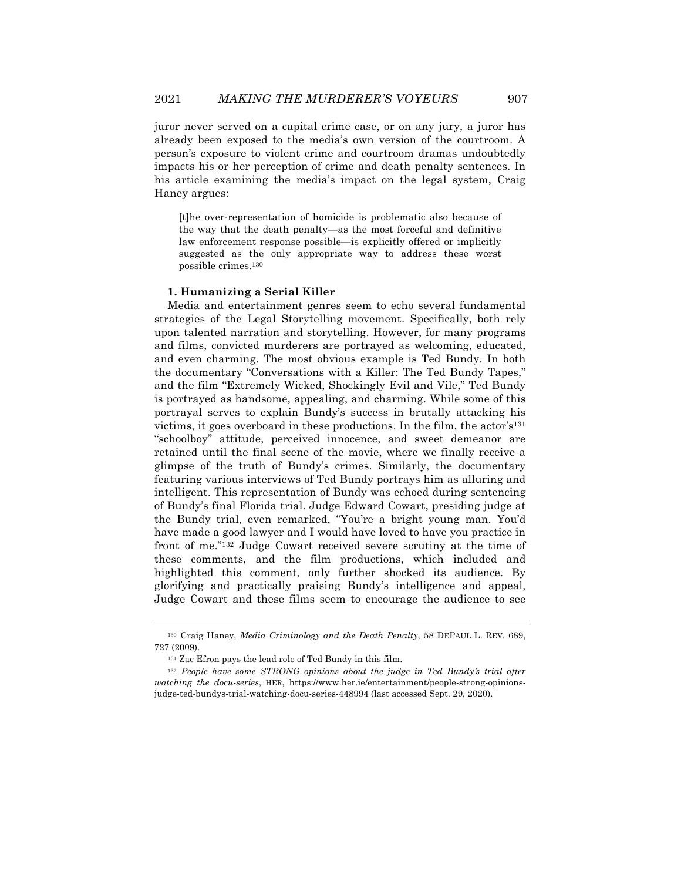juror never served on a capital crime case, or on any jury, a juror has already been exposed to the media's own version of the courtroom. A person's exposure to violent crime and courtroom dramas undoubtedly impacts his or her perception of crime and death penalty sentences. In his article examining the media's impact on the legal system, Craig Haney argues:

> [t]he over-representation of homicide is problematic also because of the way that the death penalty—as the most forceful and definitive law enforcement response possible—is explicitly offered or implicitly suggested as the only appropriate way to address these worst possible crimes.[130]

**1. Humanizing a Serial Killer**

Media and entertainment genres seem to echo several fundamental strategies of the Legal Storytelling movement. Specifically, both rely upon talented narration and storytelling. However, for many programs and films, convicted murderers are portrayed as welcoming, educated, and even charming. The most obvious example is Ted Bundy. In both the documentary "Conversations with a Killer: The Ted Bundy Tapes," and the film "Extremely Wicked, Shockingly Evil and Vile," Ted Bundy is portrayed as handsome, appealing, and charming. While some of this portrayal serves to explain Bundy's success in brutally attacking his victims, it goes overboard in these productions. In the film, the actor's[131] "schoolboy" attitude, perceived innocence, and sweet demeanor are retained until the final scene of the movie, where we finally receive a glimpse of the truth of Bundy's crimes. Similarly, the documentary featuring various interviews of Ted Bundy portrays him as alluring and intelligent. This representation of Bundy was echoed during sentencing of Bundy's final Florida trial. Judge Edward Cowart, presiding judge at the Bundy trial, even remarked, "You're a bright young man. You'd have made a good lawyer and I would have loved to have you practice in front of me."[132] Judge Cowart received severe scrutiny at the time of these comments, and the film productions, which included and highlighted this comment, only further shocked its audience. By glorifying and practically praising Bundy's intelligence and appeal, Judge Cowart and these films seem to encourage the audience to see

---

[130] Craig Haney, *Media Criminology and the Death Penalty*, 58 DEPAUL L. REV. 689, 727 (2009).

[131] Zac Efron pays the lead role of Ted Bundy in this film.

[132] *People have some STRONG opinions about the judge in Ted Bundy's trial after watching the docu-series*, HER, https://www.her.ie/entertainment/people-strong-opinions-judge-ted-bundys-trial-watching-docu-series-448994 (last accessed Sept. 29, 2020).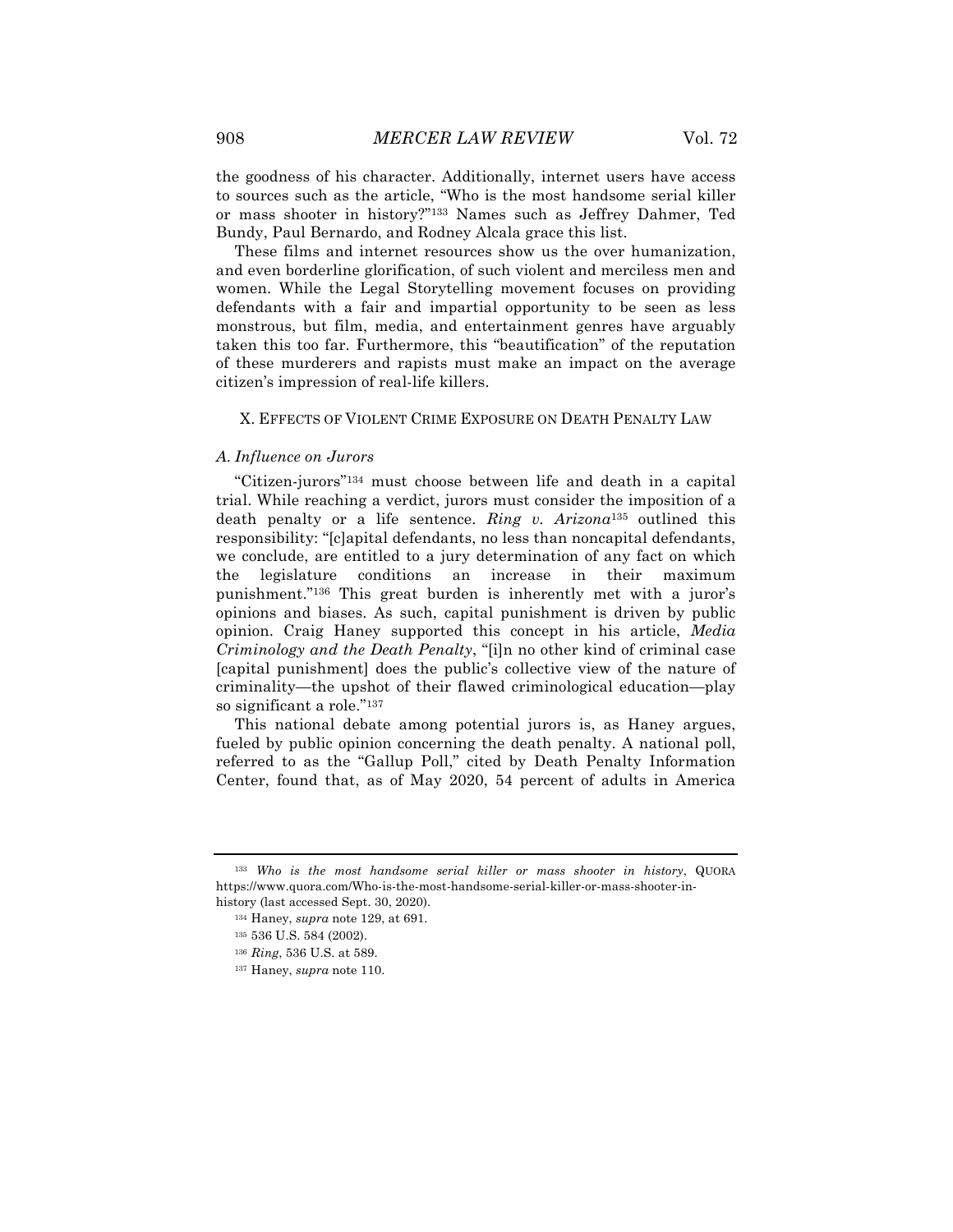the goodness of his character. Additionally, internet users have access to sources such as the article, "Who is the most handsome serial killer or mass shooter in history?"[133] Names such as Jeffrey Dahmer, Ted Bundy, Paul Bernardo, and Rodney Alcala grace this list.

These films and internet resources show us the over humanization, and even borderline glorification, of such violent and merciless men and women. While the Legal Storytelling movement focuses on providing defendants with a fair and impartial opportunity to be seen as less monstrous, but film, media, and entertainment genres have arguably taken this too far. Furthermore, this "beautification" of the reputation of these murderers and rapists must make an impact on the average citizen's impression of real-life killers.

## X. Effects of Violent Crime Exposure on Death Penalty Law

### *A. Influence on Jurors*

"Citizen-jurors"[134] must choose between life and death in a capital trial. While reaching a verdict, jurors must consider the imposition of a death penalty or a life sentence. *Ring v. Arizona*[135] outlined this responsibility: "[c]apital defendants, no less than noncapital defendants, we conclude, are entitled to a jury determination of any fact on which the legislature conditions an increase in their maximum punishment."[136] This great burden is inherently met with a juror's opinions and biases. As such, capital punishment is driven by public opinion. Craig Haney supported this concept in his article, *Media Criminology and the Death Penalty*, "[i]n no other kind of criminal case [capital punishment] does the public's collective view of the nature of criminality—the upshot of their flawed criminological education—play so significant a role."[137]

This national debate among potential jurors is, as Haney argues, fueled by public opinion concerning the death penalty. A national poll, referred to as the "Gallup Poll," cited by Death Penalty Information Center, found that, as of May 2020, 54 percent of adults in America

---

[133] *Who is the most handsome serial killer or mass shooter in history*, QUORA https://www.quora.com/Who-is-the-most-handsome-serial-killer-or-mass-shooter-in-history (last accessed Sept. 30, 2020).

[134] Haney, *supra* note 129, at 691.

[135] 536 U.S. 584 (2002).

[136] *Ring*, 536 U.S. at 589.

[137] Haney, *supra* note 110.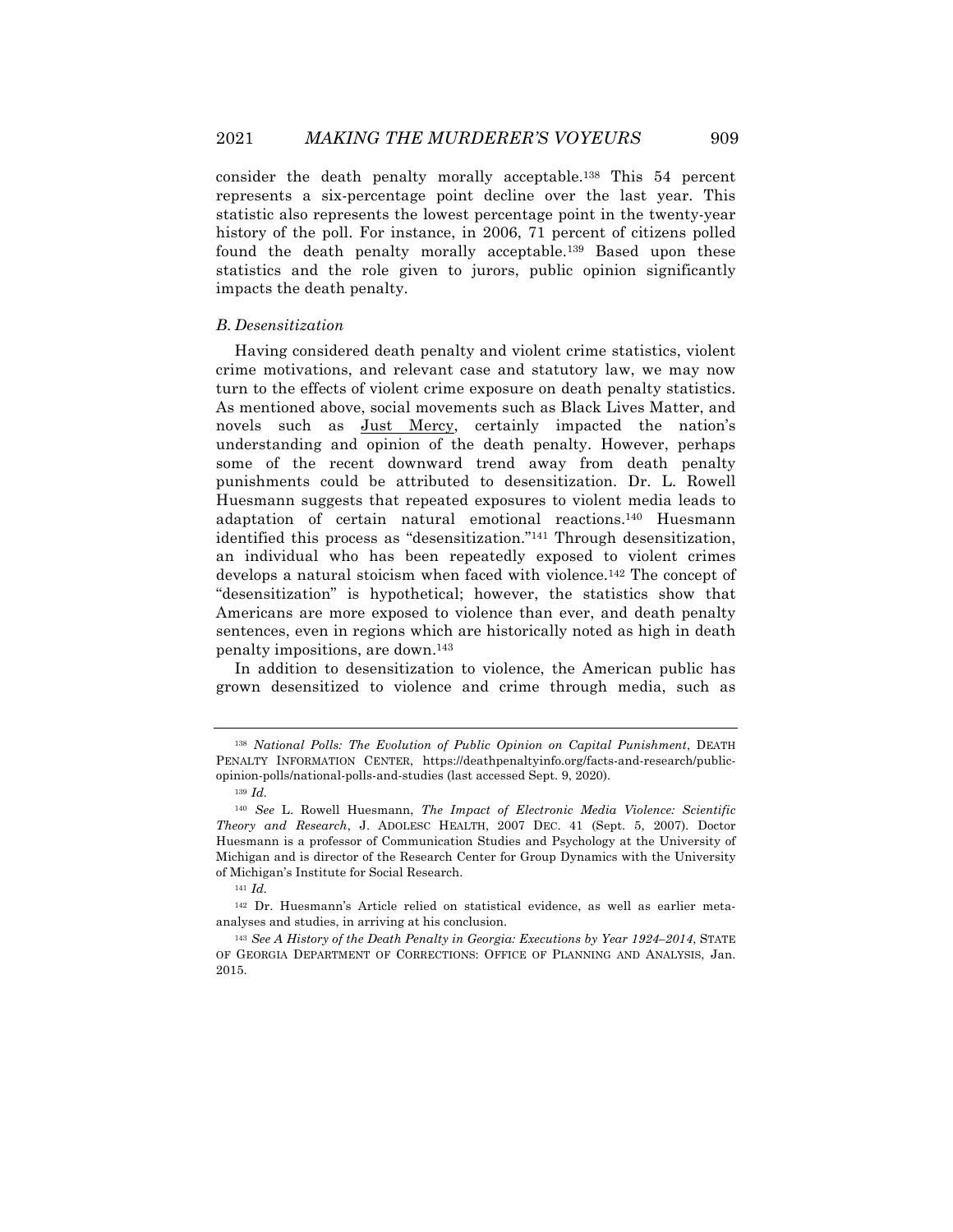consider the death penalty morally acceptable.[138] This 54 percent represents a six-percentage point decline over the last year. This statistic also represents the lowest percentage point in the twenty-year history of the poll. For instance, in 2006, 71 percent of citizens polled found the death penalty morally acceptable.[139] Based upon these statistics and the role given to jurors, public opinion significantly impacts the death penalty.

### *B. Desensitization*

Having considered death penalty and violent crime statistics, violent crime motivations, and relevant case and statutory law, we may now turn to the effects of violent crime exposure on death penalty statistics. As mentioned above, social movements such as Black Lives Matter, and novels such as Just Mercy, certainly impacted the nation's understanding and opinion of the death penalty. However, perhaps some of the recent downward trend away from death penalty punishments could be attributed to desensitization. Dr. L. Rowell Huesmann suggests that repeated exposures to violent media leads to adaptation of certain natural emotional reactions.[140] Huesmann identified this process as "desensitization."[141] Through desensitization, an individual who has been repeatedly exposed to violent crimes develops a natural stoicism when faced with violence.[142] The concept of "desensitization" is hypothetical; however, the statistics show that Americans are more exposed to violence than ever, and death penalty sentences, even in regions which are historically noted as high in death penalty impositions, are down.[143]

In addition to desensitization to violence, the American public has grown desensitized to violence and crime through media, such as

---

[138] *National Polls: The Evolution of Public Opinion on Capital Punishment*, DEATH PENALTY INFORMATION CENTER, https://deathpenaltyinfo.org/facts-and-research/public-opinion-polls/national-polls-and-studies (last accessed Sept. 9, 2020).

[139] *Id.*

[140] *See* L. Rowell Huesmann, *The Impact of Electronic Media Violence: Scientific Theory and Research*, J. ADOLESC HEALTH, 2007 DEC. 41 (Sept. 5, 2007). Doctor Huesmann is a professor of Communication Studies and Psychology at the University of Michigan and is director of the Research Center for Group Dynamics with the University of Michigan's Institute for Social Research.

[141] *Id.*

[142] Dr. Huesmann's Article relied on statistical evidence, as well as earlier meta-analyses and studies, in arriving at his conclusion.

[143] *See A History of the Death Penalty in Georgia: Executions by Year 1924–2014*, STATE OF GEORGIA DEPARTMENT OF CORRECTIONS: OFFICE OF PLANNING AND ANALYSIS, Jan. 2015.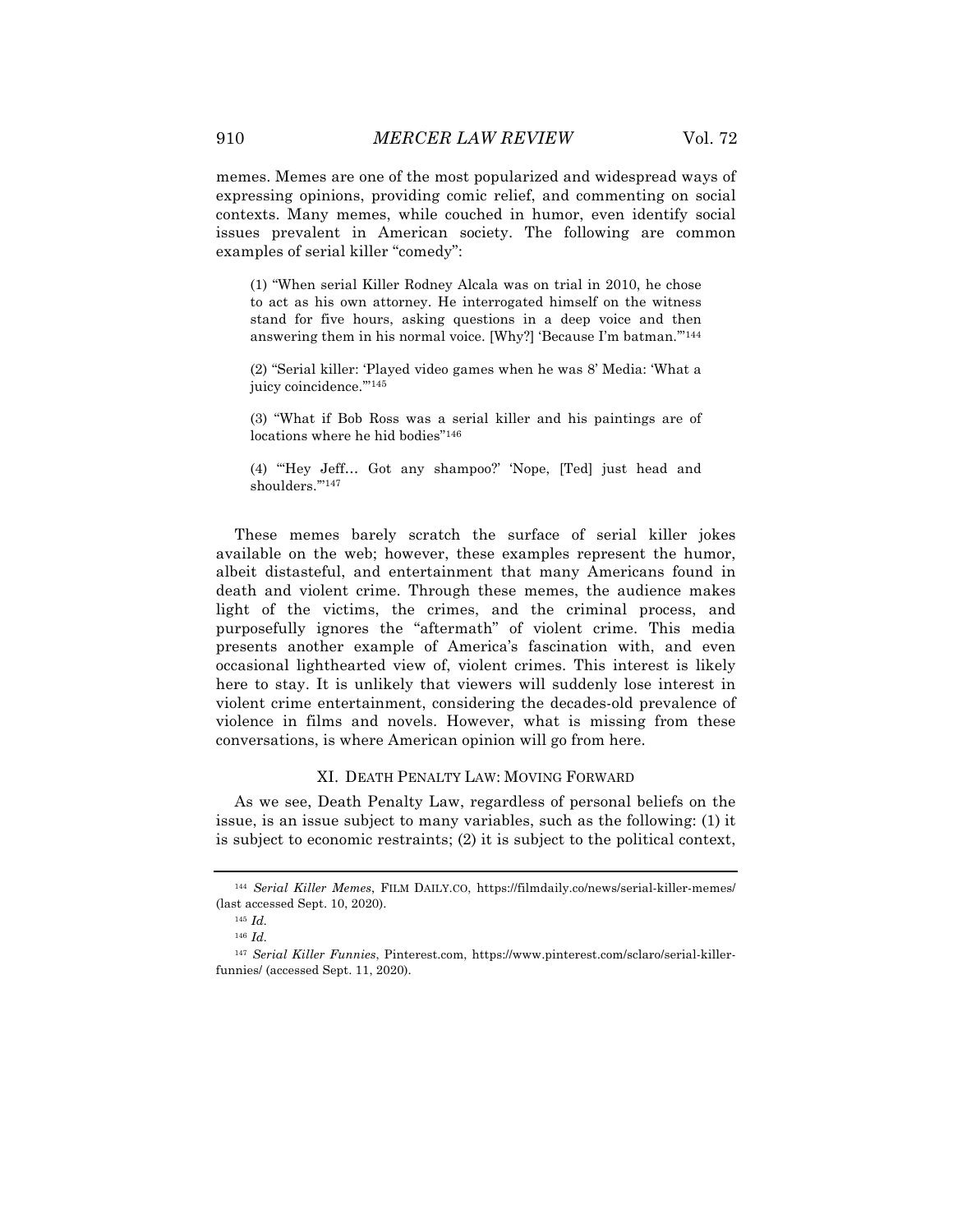memes. Memes are one of the most popularized and widespread ways of expressing opinions, providing comic relief, and commenting on social contexts. Many memes, while couched in humor, even identify social issues prevalent in American society. The following are common examples of serial killer "comedy":

> (1) "When serial Killer Rodney Alcala was on trial in 2010, he chose to act as his own attorney. He interrogated himself on the witness stand for five hours, asking questions in a deep voice and then answering them in his normal voice. [Why?] 'Because I'm batman.'"[144]
>
> (2) "Serial killer: 'Played video games when he was 8' Media: 'What a juicy coincidence.'"[145]
>
> (3) "What if Bob Ross was a serial killer and his paintings are of locations where he hid bodies"[146]
>
> (4) "'Hey Jeff... Got any shampoo?' 'Nope, [Ted] just head and shoulders.'"[147]

These memes barely scratch the surface of serial killer jokes available on the web; however, these examples represent the humor, albeit distasteful, and entertainment that many Americans found in death and violent crime. Through these memes, the audience makes light of the victims, the crimes, and the criminal process, and purposefully ignores the "aftermath" of violent crime. This media presents another example of America's fascination with, and even occasional lighthearted view of, violent crimes. This interest is likely here to stay. It is unlikely that viewers will suddenly lose interest in violent crime entertainment, considering the decades-old prevalence of violence in films and novels. However, what is missing from these conversations, is where American opinion will go from here.

## XI. Death Penalty Law: Moving Forward

As we see, Death Penalty Law, regardless of personal beliefs on the issue, is an issue subject to many variables, such as the following: (1) it is subject to economic restraints; (2) it is subject to the political context,

---

[144] *Serial Killer Memes*, FILM DAILY.CO, https://filmdaily.co/news/serial-killer-memes/ (last accessed Sept. 10, 2020).

[145] *Id.*

[146] *Id.*

[147] *Serial Killer Funnies*, Pinterest.com, https://www.pinterest.com/sclaro/serial-killer-funnies/ (accessed Sept. 11, 2020).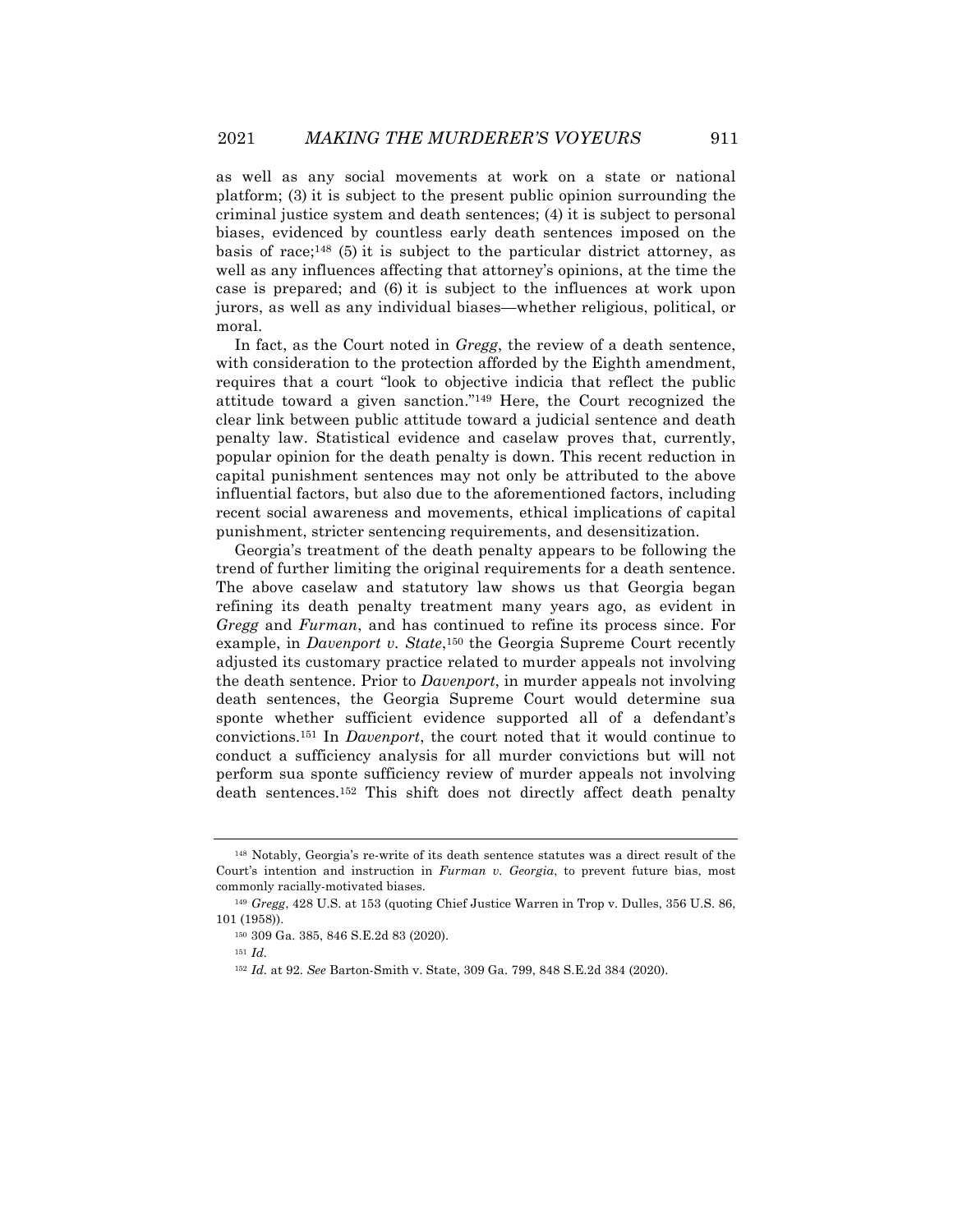as well as any social movements at work on a state or national platform; (3) it is subject to the present public opinion surrounding the criminal justice system and death sentences; (4) it is subject to personal biases, evidenced by countless early death sentences imposed on the basis of race;[148] (5) it is subject to the particular district attorney, as well as any influences affecting that attorney's opinions, at the time the case is prepared; and (6) it is subject to the influences at work upon jurors, as well as any individual biases—whether religious, political, or moral.

In fact, as the Court noted in *Gregg*, the review of a death sentence, with consideration to the protection afforded by the Eighth amendment, requires that a court "look to objective indicia that reflect the public attitude toward a given sanction."[149] Here, the Court recognized the clear link between public attitude toward a judicial sentence and death penalty law. Statistical evidence and caselaw proves that, currently, popular opinion for the death penalty is down. This recent reduction in capital punishment sentences may not only be attributed to the above influential factors, but also due to the aforementioned factors, including recent social awareness and movements, ethical implications of capital punishment, stricter sentencing requirements, and desensitization.

Georgia's treatment of the death penalty appears to be following the trend of further limiting the original requirements for a death sentence. The above caselaw and statutory law shows us that Georgia began refining its death penalty treatment many years ago, as evident in *Gregg* and *Furman*, and has continued to refine its process since. For example, in *Davenport v. State*,[150] the Georgia Supreme Court recently adjusted its customary practice related to murder appeals not involving the death sentence. Prior to *Davenport*, in murder appeals not involving death sentences, the Georgia Supreme Court would determine sua sponte whether sufficient evidence supported all of a defendant's convictions.[151] In *Davenport*, the court noted that it would continue to conduct a sufficiency analysis for all murder convictions but will not perform sua sponte sufficiency review of murder appeals not involving death sentences.[152] This shift does not directly affect death penalty

---

[148] Notably, Georgia's re-write of its death sentence statutes was a direct result of the Court's intention and instruction in *Furman v. Georgia*, to prevent future bias, most commonly racially-motivated biases.

[149] *Gregg*, 428 U.S. at 153 (quoting Chief Justice Warren in Trop v. Dulles, 356 U.S. 86, 101 (1958)).

[150] 309 Ga. 385, 846 S.E.2d 83 (2020).

[151] *Id.*

[152] *Id.* at 92. *See* Barton-Smith v. State, 309 Ga. 799, 848 S.E.2d 384 (2020).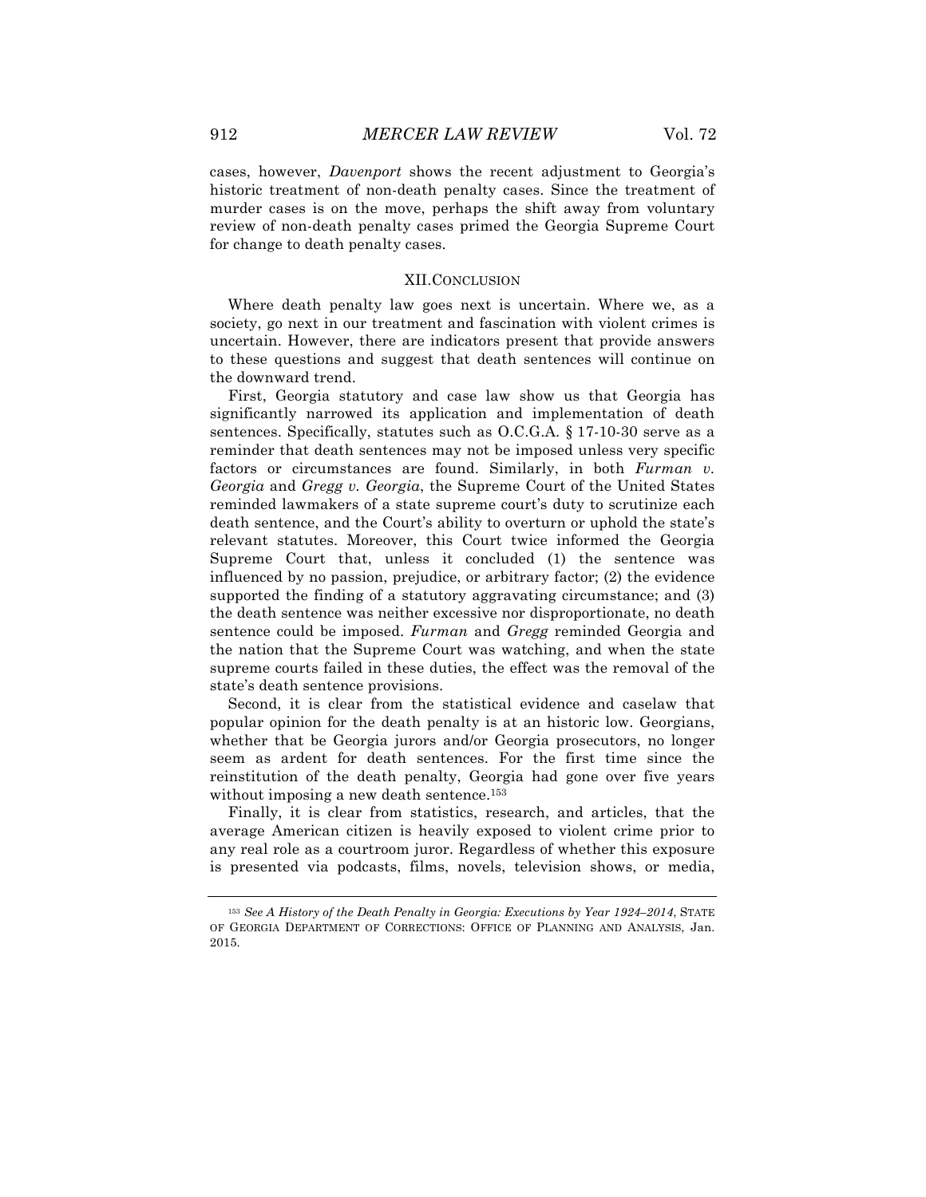cases, however, *Davenport* shows the recent adjustment to Georgia's historic treatment of non-death penalty cases. Since the treatment of murder cases is on the move, perhaps the shift away from voluntary review of non-death penalty cases primed the Georgia Supreme Court for change to death penalty cases.

## XII. CONCLUSION

Where death penalty law goes next is uncertain. Where we, as a society, go next in our treatment and fascination with violent crimes is uncertain. However, there are indicators present that provide answers to these questions and suggest that death sentences will continue on the downward trend.

First, Georgia statutory and case law show us that Georgia has significantly narrowed its application and implementation of death sentences. Specifically, statutes such as O.C.G.A. § 17-10-30 serve as a reminder that death sentences may not be imposed unless very specific factors or circumstances are found. Similarly, in both *Furman v. Georgia* and *Gregg v. Georgia*, the Supreme Court of the United States reminded lawmakers of a state supreme court's duty to scrutinize each death sentence, and the Court's ability to overturn or uphold the state's relevant statutes. Moreover, this Court twice informed the Georgia Supreme Court that, unless it concluded (1) the sentence was influenced by no passion, prejudice, or arbitrary factor; (2) the evidence supported the finding of a statutory aggravating circumstance; and (3) the death sentence was neither excessive nor disproportionate, no death sentence could be imposed. *Furman* and *Gregg* reminded Georgia and the nation that the Supreme Court was watching, and when the state supreme courts failed in these duties, the effect was the removal of the state's death sentence provisions.

Second, it is clear from the statistical evidence and caselaw that popular opinion for the death penalty is at an historic low. Georgians, whether that be Georgia jurors and/or Georgia prosecutors, no longer seem as ardent for death sentences. For the first time since the reinstitution of the death penalty, Georgia had gone over five years without imposing a new death sentence.[153]

Finally, it is clear from statistics, research, and articles, that the average American citizen is heavily exposed to violent crime prior to any real role as a courtroom juror. Regardless of whether this exposure is presented via podcasts, films, novels, television shows, or media,

---

[153] *See A History of the Death Penalty in Georgia: Executions by Year 1924–2014*, STATE OF GEORGIA DEPARTMENT OF CORRECTIONS: OFFICE OF PLANNING AND ANALYSIS, Jan. 2015.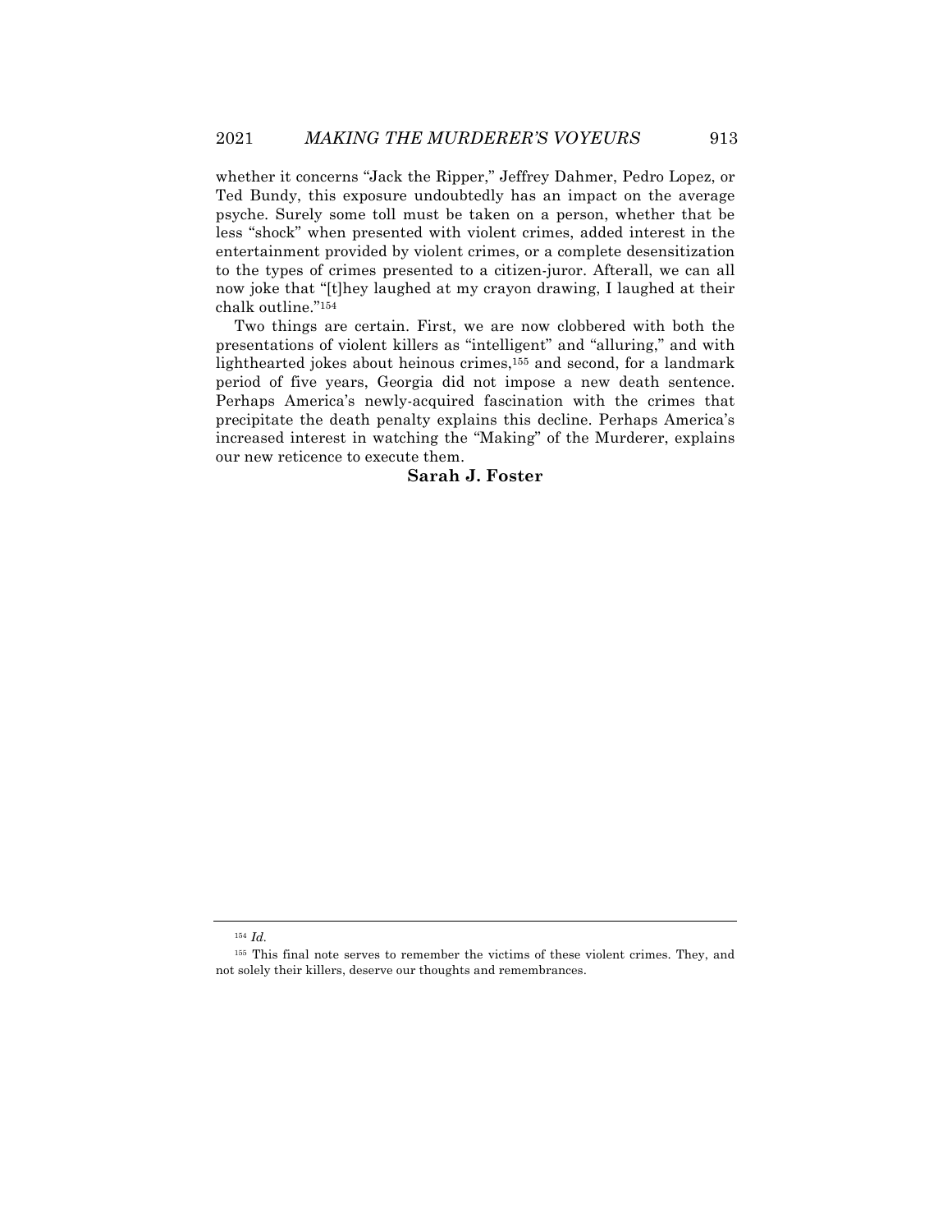whether it concerns "Jack the Ripper," Jeffrey Dahmer, Pedro Lopez, or Ted Bundy, this exposure undoubtedly has an impact on the average psyche. Surely some toll must be taken on a person, whether that be less "shock" when presented with violent crimes, added interest in the entertainment provided by violent crimes, or a complete desensitization to the types of crimes presented to a citizen-juror. Afterall, we can all now joke that "[t]hey laughed at my crayon drawing, I laughed at their chalk outline."[154]

Two things are certain. First, we are now clobbered with both the presentations of violent killers as "intelligent" and "alluring," and with lighthearted jokes about heinous crimes,[155] and second, for a landmark period of five years, Georgia did not impose a new death sentence. Perhaps America's newly-acquired fascination with the crimes that precipitate the death penalty explains this decline. Perhaps America's increased interest in watching the "Making" of the Murderer, explains our new reticence to execute them.

**Sarah J. Foster**

---

[154] *Id.*

[155] This final note serves to remember the victims of these violent crimes. They, and not solely their killers, deserve our thoughts and remembrances.